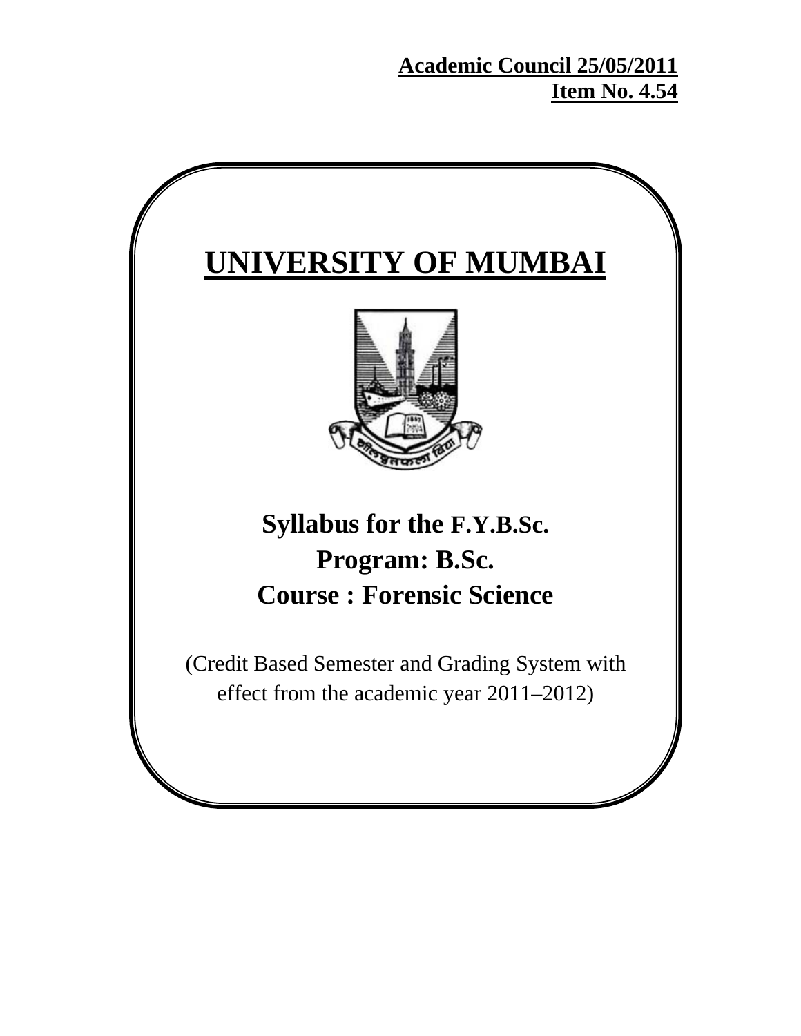**Academic Council 25/05/2011**
**Item No. 4.54**

# UNIVERSITY OF MUMBAI

## Syllabus for the F.Y.B.Sc.
## Program: B.Sc.
## Course : Forensic Science

(Credit Based Semester and Grading System with effect from the academic year 2011–2012)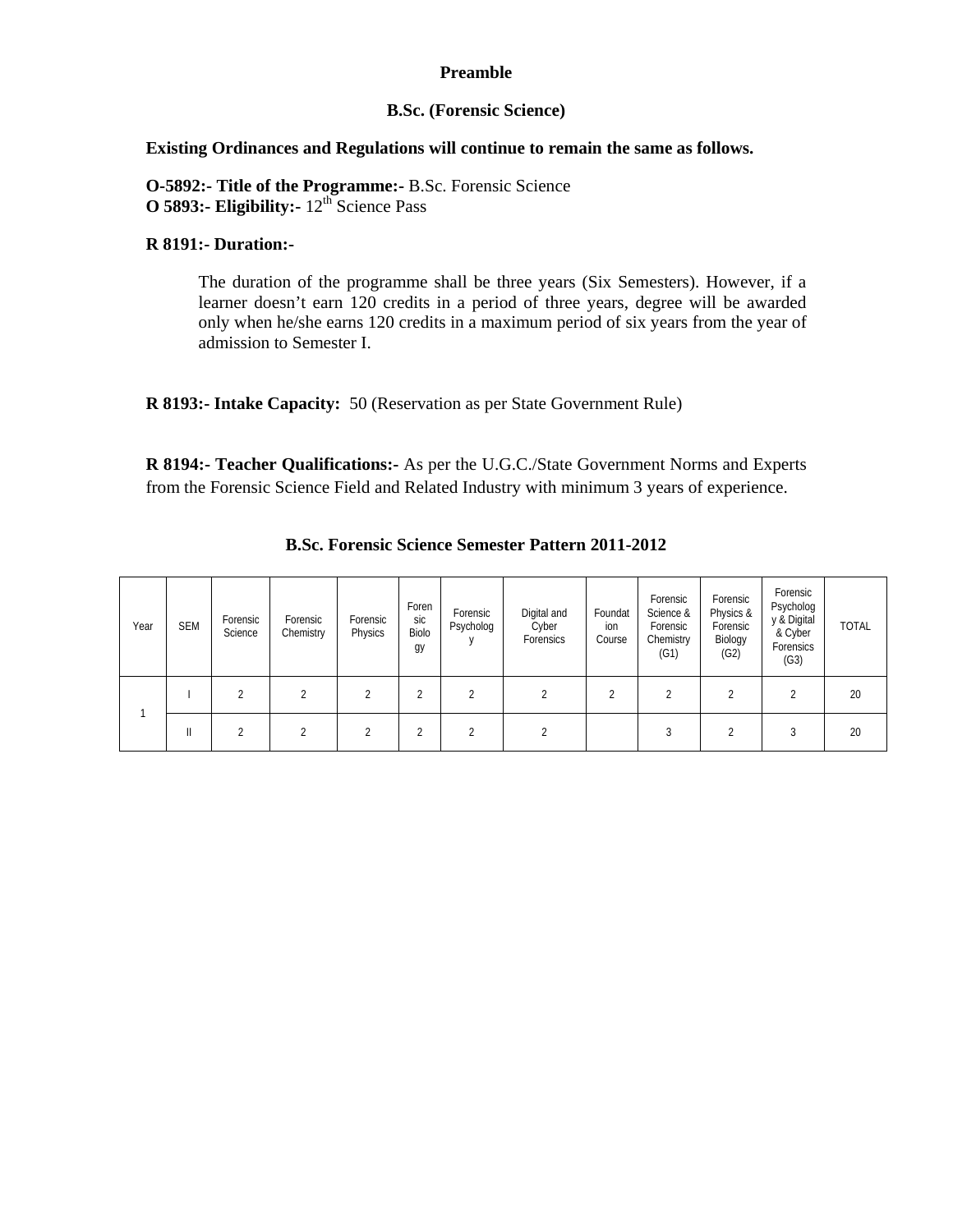**Preamble**

**B.Sc. (Forensic Science)**

**Existing Ordinances and Regulations will continue to remain the same as follows.**

**O-5892:- Title of the Programme:-** B.Sc. Forensic Science
**O 5893:- Eligibility:-** 12th Science Pass

**R 8191:- Duration:-**

The duration of the programme shall be three years (Six Semesters). However, if a learner doesn't earn 120 credits in a period of three years, degree will be awarded only when he/she earns 120 credits in a maximum period of six years from the year of admission to Semester I.

**R 8193:- Intake Capacity:** 50 (Reservation as per State Government Rule)

**R 8194:- Teacher Qualifications:-** As per the U.G.C./State Government Norms and Experts from the Forensic Science Field and Related Industry with minimum 3 years of experience.

**B.Sc. Forensic Science Semester Pattern 2011-2012**

| Year | SEM | Forensic Science | Forensic Chemistry | Forensic Physics | Forensic Biology | Forensic Psychology | Digital and Cyber Forensics | Foundation Course | Forensic Science & Forensic Chemistry (G1) | Forensic Physics & Forensic Biology (G2) | Forensic Psychology & Digital & Cyber Forensics (G3) | TOTAL |
|---|---|---|---|---|---|---|---|---|---|---|---|---|
| 1 | I | 2 | 2 | 2 | 2 | 2 | 2 | 2 | 2 | 2 | 2 | 20 |
| | II | 2 | 2 | 2 | 2 | 2 | 2 | | 3 | 2 | 3 | 20 |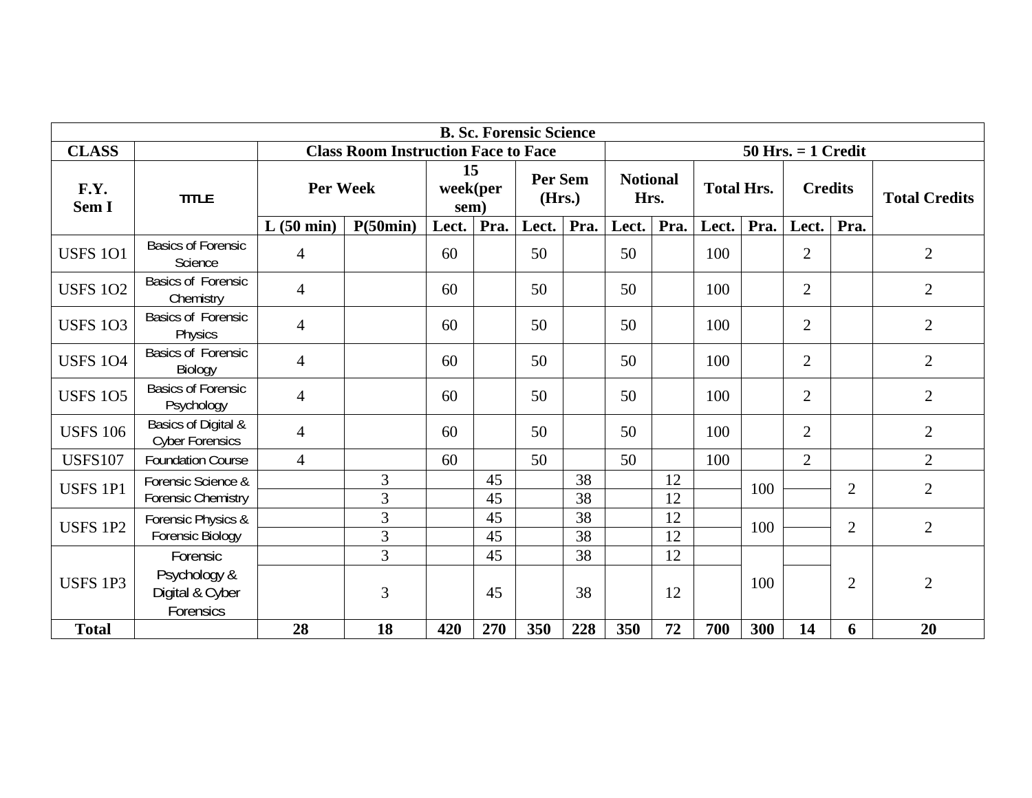| B. Sc. Forensic Science | | | | | | | | | | | | | | |
|---|---|---|---|---|---|---|---|---|---|---|---|---|---|---|
| CLASS | | Class Room Instruction Face to Face | | | | | | 50 Hrs. = 1 Credit | | | | | | |
| F.Y. Sem I | TITLE | Per Week | | 15 week(per sem) | | Per Sem (Hrs.) | | Notional Hrs. | | Total Hrs. | | Credits | | Total Credits |
| | | L (50 min) | P(50min) | Lect. | Pra. | Lect. | Pra. | Lect. | Pra. | Lect. | Pra. | Lect. | Pra. | |
| USFS 1O1 | Basics of Forensic Science | 4 | | 60 | | 50 | | 50 | | 100 | | 2 | | 2 |
| USFS 1O2 | Basics of Forensic Chemistry | 4 | | 60 | | 50 | | 50 | | 100 | | 2 | | 2 |
| USFS 1O3 | Basics of Forensic Physics | 4 | | 60 | | 50 | | 50 | | 100 | | 2 | | 2 |
| USFS 1O4 | Basics of Forensic Biology | 4 | | 60 | | 50 | | 50 | | 100 | | 2 | | 2 |
| USFS 1O5 | Basics of Forensic Psychology | 4 | | 60 | | 50 | | 50 | | 100 | | 2 | | 2 |
| USFS 106 | Basics of Digital & Cyber Forensics | 4 | | 60 | | 50 | | 50 | | 100 | | 2 | | 2 |
| USFS107 | Foundation Course | 4 | | 60 | | 50 | | 50 | | 100 | | 2 | | 2 |
| USFS 1P1 | Forensic Science & Forensic Chemistry | | 3 | | 45 | | 38 | | 12 | | 100 | | 2 | 2 |
| | | | 3 | | 45 | | 38 | | 12 | | | | | |
| USFS 1P2 | Forensic Physics & Forensic Biology | | 3 | | 45 | | 38 | | 12 | | 100 | | 2 | 2 |
| | | | 3 | | 45 | | 38 | | 12 | | | | | |
| USFS 1P3 | Forensic Psychology & Digital & Cyber Forensics | | 3 | | 45 | | 38 | | 12 | | 100 | | 2 | 2 |
| | | | 3 | | 45 | | 38 | | 12 | | | | | |
| **Total** | | **28** | **18** | **420** | **270** | **350** | **228** | **350** | **72** | **700** | **300** | **14** | **6** | **20** |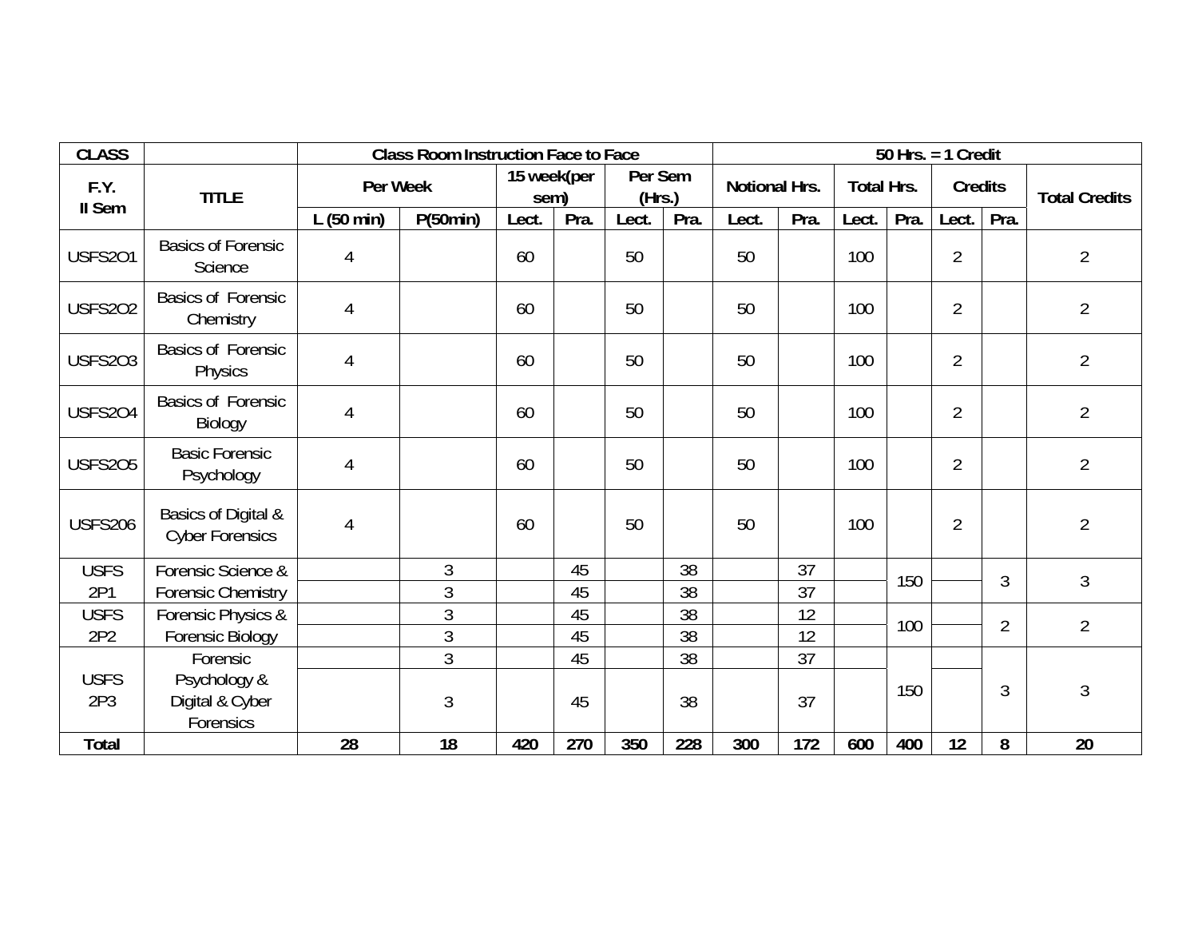| CLASS | | Class Room Instruction Face to Face | | | | | | 50 Hrs. = 1 Credit | | | | | | |
|---|---|---|---|---|---|---|---|---|---|---|---|---|---|---|
| F.Y. II Sem | TITLE | Per Week | | 15 week(per sem) | | Per Sem (Hrs.) | | Notional Hrs. | | Total Hrs. | | Credits | | Total Credits |
| | | L (50 min) | P(50min) | Lect. | Pra. | Lect. | Pra. | Lect. | Pra. | Lect. | Pra. | Lect. | Pra. | |
| USFS2O1 | Basics of Forensic Science | 4 | | 60 | | 50 | | 50 | | 100 | | 2 | | 2 |
| USFS2O2 | Basics of Forensic Chemistry | 4 | | 60 | | 50 | | 50 | | 100 | | 2 | | 2 |
| USFS2O3 | Basics of Forensic Physics | 4 | | 60 | | 50 | | 50 | | 100 | | 2 | | 2 |
| USFS2O4 | Basics of Forensic Biology | 4 | | 60 | | 50 | | 50 | | 100 | | 2 | | 2 |
| USFS2O5 | Basic Forensic Psychology | 4 | | 60 | | 50 | | 50 | | 100 | | 2 | | 2 |
| USFS206 | Basics of Digital & Cyber Forensics | 4 | | 60 | | 50 | | 50 | | 100 | | 2 | | 2 |
| USFS 2P1 | Forensic Science & Forensic Chemistry | | 3 | | 45 | | 38 | | 37 | | 150 | | 3 | 3 |
| | | | 3 | | 45 | | 38 | | 37 | | | | | |
| USFS 2P2 | Forensic Physics & Forensic Biology | | 3 | | 45 | | 38 | | 12 | | 100 | | 2 | 2 |
| | | | 3 | | 45 | | 38 | | 12 | | | | | |
| USFS 2P3 | Forensic Psychology & Digital & Cyber Forensics | | 3 | | 45 | | 38 | | 37 | | 150 | | 3 | 3 |
| | | | 3 | | 45 | | 38 | | 37 | | | | | |
| **Total** | | **28** | **18** | **420** | **270** | **350** | **228** | **300** | **172** | **600** | **400** | **12** | **8** | **20** |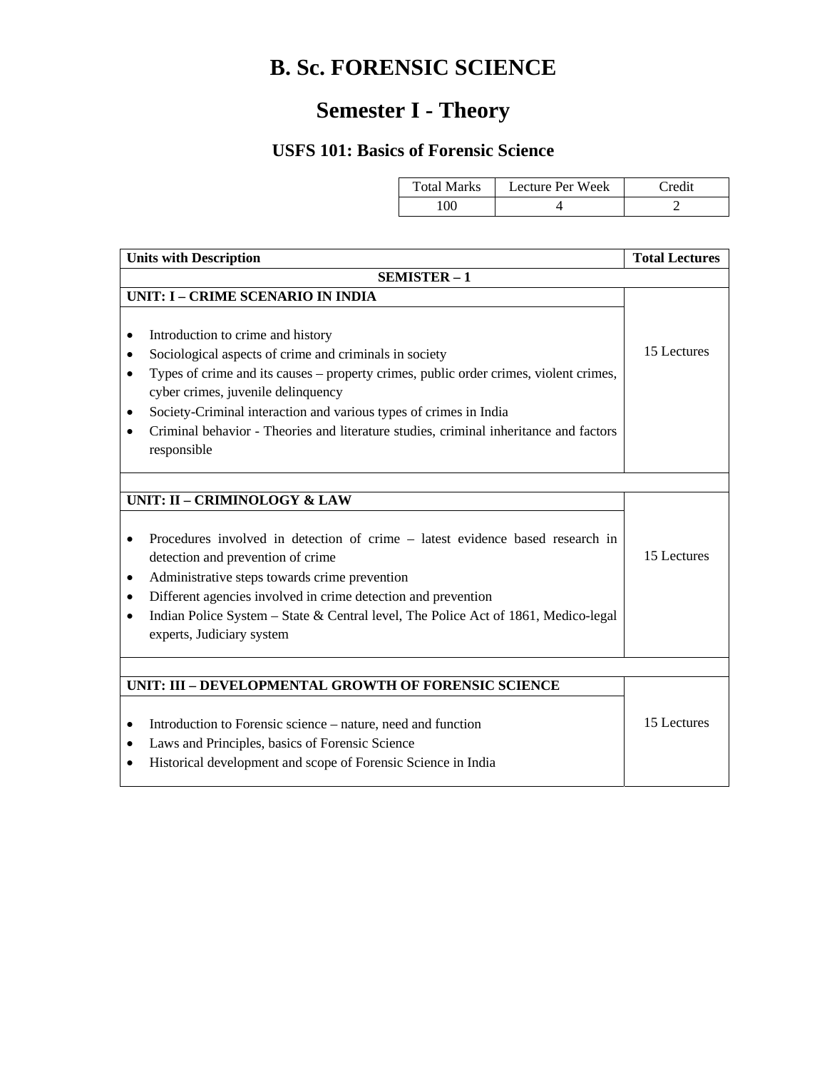# B. Sc. FORENSIC SCIENCE

## Semester I - Theory

### USFS 101: Basics of Forensic Science

| Total Marks | Lecture Per Week | Credit |
|---|---|---|
| 100 | 4 | 2 |

| Units with Description | Total Lectures |
|---|---|
| **SEMISTER – 1** | |
| **UNIT: I – CRIME SCENARIO IN INDIA** | 15 Lectures |
| • Introduction to crime and history<br>• Sociological aspects of crime and criminals in society<br>• Types of crime and its causes – property crimes, public order crimes, violent crimes, cyber crimes, juvenile delinquency<br>• Society-Criminal interaction and various types of crimes in India<br>• Criminal behavior - Theories and literature studies, criminal inheritance and factors responsible | |
| | |
| **UNIT: II – CRIMINOLOGY & LAW** | 15 Lectures |
| • Procedures involved in detection of crime – latest evidence based research in detection and prevention of crime<br>• Administrative steps towards crime prevention<br>• Different agencies involved in crime detection and prevention<br>• Indian Police System – State & Central level, The Police Act of 1861, Medico-legal experts, Judiciary system | |
| | |
| **UNIT: III – DEVELOPMENTAL GROWTH OF FORENSIC SCIENCE** | 15 Lectures |
| • Introduction to Forensic science – nature, need and function<br>• Laws and Principles, basics of Forensic Science<br>• Historical development and scope of Forensic Science in India | |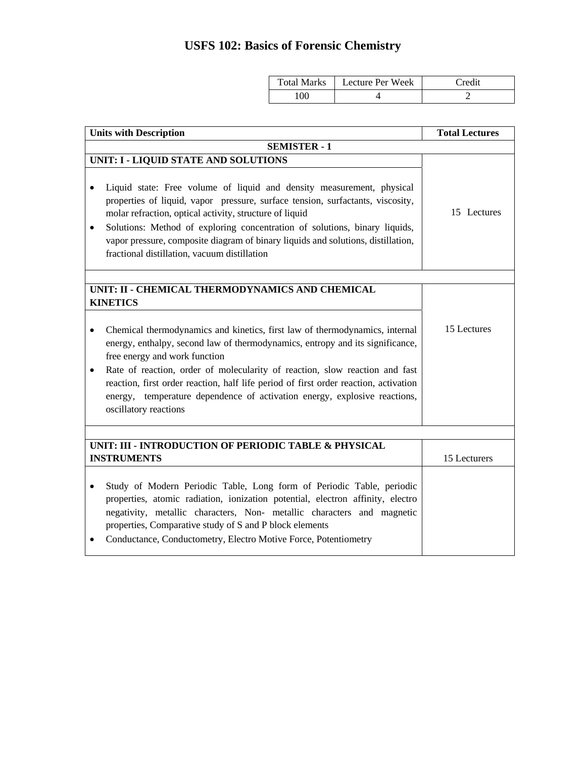# USFS 102: Basics of Forensic Chemistry

| Total Marks | Lecture Per Week | Credit |
|---|---|---|
| 100 | 4 | 2 |

| Units with Description | Total Lectures |
|---|---|
| **SEMISTER - 1** | |
| **UNIT: I - LIQUID STATE AND SOLUTIONS** | 15 Lectures |
| • Liquid state: Free volume of liquid and density measurement, physical properties of liquid, vapor pressure, surface tension, surfactants, viscosity, molar refraction, optical activity, structure of liquid <br> • Solutions: Method of exploring concentration of solutions, binary liquids, vapor pressure, composite diagram of binary liquids and solutions, distillation, fractional distillation, vacuum distillation | |
| | |
| **UNIT: II - CHEMICAL THERMODYNAMICS AND CHEMICAL KINETICS** | 15 Lectures |
| • Chemical thermodynamics and kinetics, first law of thermodynamics, internal energy, enthalpy, second law of thermodynamics, entropy and its significance, free energy and work function <br> • Rate of reaction, order of molecularity of reaction, slow reaction and fast reaction, first order reaction, half life period of first order reaction, activation energy, temperature dependence of activation energy, explosive reactions, oscillatory reactions | |
| | |
| **UNIT: III - INTRODUCTION OF PERIODIC TABLE & PHYSICAL INSTRUMENTS** | 15 Lecturers |
| • Study of Modern Periodic Table, Long form of Periodic Table, periodic properties, atomic radiation, ionization potential, electron affinity, electro negativity, metallic characters, Non- metallic characters and magnetic properties, Comparative study of S and P block elements <br> • Conductance, Conductometry, Electro Motive Force, Potentiometry | |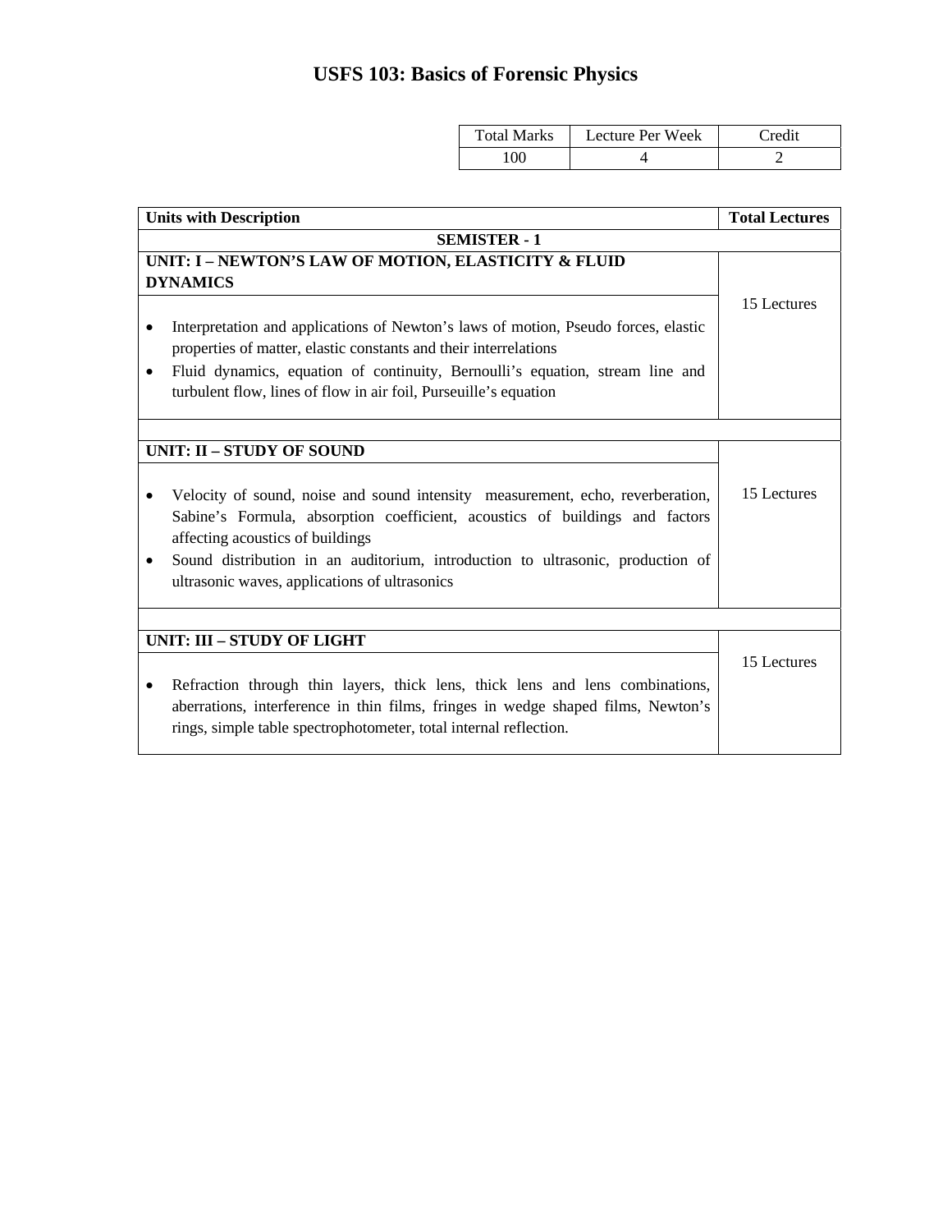# USFS 103: Basics of Forensic Physics

| Total Marks | Lecture Per Week | Credit |
|---|---|---|
| 100 | 4 | 2 |

| Units with Description | Total Lectures |
|---|---|
| **SEMISTER - 1** | |
| **UNIT: I – NEWTON'S LAW OF MOTION, ELASTICITY & FLUID DYNAMICS** | 15 Lectures |
| • Interpretation and applications of Newton's laws of motion, Pseudo forces, elastic properties of matter, elastic constants and their interrelations <br> • Fluid dynamics, equation of continuity, Bernoulli's equation, stream line and turbulent flow, lines of flow in air foil, Purseuille's equation | |
| | |
| **UNIT: II – STUDY OF SOUND** | 15 Lectures |
| • Velocity of sound, noise and sound intensity measurement, echo, reverberation, Sabine's Formula, absorption coefficient, acoustics of buildings and factors affecting acoustics of buildings <br> • Sound distribution in an auditorium, introduction to ultrasonic, production of ultrasonic waves, applications of ultrasonics | |
| | |
| **UNIT: III – STUDY OF LIGHT** | 15 Lectures |
| • Refraction through thin layers, thick lens, thick lens and lens combinations, aberrations, interference in thin films, fringes in wedge shaped films, Newton's rings, simple table spectrophotometer, total internal reflection. | |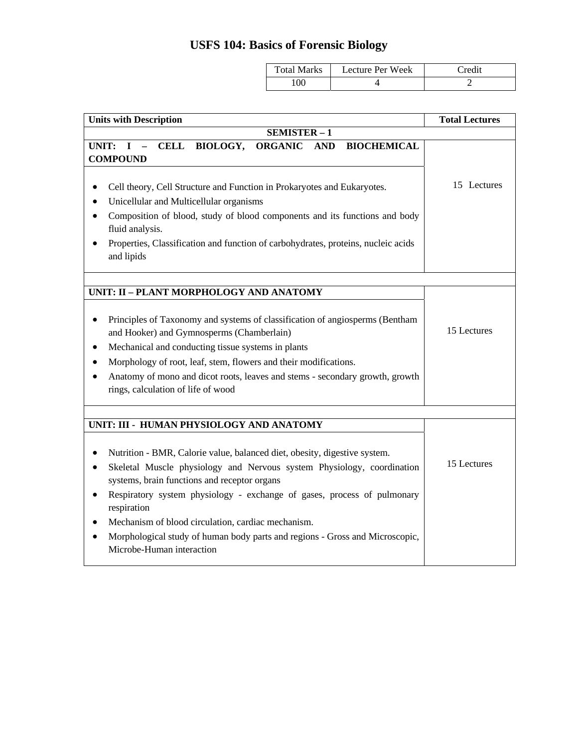# USFS 104: Basics of Forensic Biology

| Total Marks | Lecture Per Week | Credit |
|---|---|---|
| 100 | 4 | 2 |

| Units with Description | Total Lectures |
|---|---|
| **SEMISTER – 1** | |
| **UNIT: I – CELL BIOLOGY, ORGANIC AND BIOCHEMICAL COMPOUND** | |
| • Cell theory, Cell Structure and Function in Prokaryotes and Eukaryotes.<br>• Unicellular and Multicellular organisms<br>• Composition of blood, study of blood components and its functions and body fluid analysis.<br>• Properties, Classification and function of carbohydrates, proteins, nucleic acids and lipids | 15 Lectures |
| | |
| **UNIT: II – PLANT MORPHOLOGY AND ANATOMY** | |
| • Principles of Taxonomy and systems of classification of angiosperms (Bentham and Hooker) and Gymnosperms (Chamberlain)<br>• Mechanical and conducting tissue systems in plants<br>• Morphology of root, leaf, stem, flowers and their modifications.<br>• Anatomy of mono and dicot roots, leaves and stems - secondary growth, growth rings, calculation of life of wood | 15 Lectures |
| | |
| **UNIT: III - HUMAN PHYSIOLOGY AND ANATOMY** | |
| • Nutrition - BMR, Calorie value, balanced diet, obesity, digestive system.<br>• Skeletal Muscle physiology and Nervous system Physiology, coordination systems, brain functions and receptor organs<br>• Respiratory system physiology - exchange of gases, process of pulmonary respiration<br>• Mechanism of blood circulation, cardiac mechanism.<br>• Morphological study of human body parts and regions - Gross and Microscopic, Microbe-Human interaction | 15 Lectures |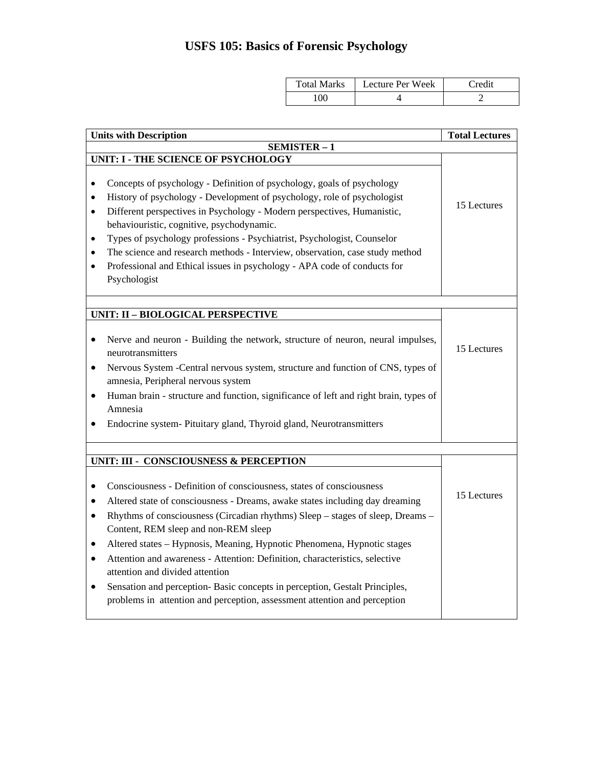# USFS 105: Basics of Forensic Psychology

| Total Marks | Lecture Per Week | Credit |
|---|---|---|
| 100 | 4 | 2 |

| Units with Description | Total Lectures |
|---|---|
| **SEMISTER – 1** | |
| **UNIT: I - THE SCIENCE OF PSYCHOLOGY** | |
| • Concepts of psychology - Definition of psychology, goals of psychology<br>• History of psychology - Development of psychology, role of psychologist<br>• Different perspectives in Psychology - Modern perspectives, Humanistic, behaviouristic, cognitive, psychodynamic.<br>• Types of psychology professions - Psychiatrist, Psychologist, Counselor<br>• The science and research methods - Interview, observation, case study method<br>• Professional and Ethical issues in psychology - APA code of conducts for Psychologist | 15 Lectures |
| | |
| **UNIT: II – BIOLOGICAL PERSPECTIVE** | |
| • Nerve and neuron - Building the network, structure of neuron, neural impulses, neurotransmitters<br>• Nervous System -Central nervous system, structure and function of CNS, types of amnesia, Peripheral nervous system<br>• Human brain - structure and function, significance of left and right brain, types of Amnesia<br>• Endocrine system- Pituitary gland, Thyroid gland, Neurotransmitters | 15 Lectures |
| | |
| **UNIT: III - CONSCIOUSNESS & PERCEPTION** | |
| • Consciousness - Definition of consciousness, states of consciousness<br>• Altered state of consciousness - Dreams, awake states including day dreaming<br>• Rhythms of consciousness (Circadian rhythms) Sleep – stages of sleep, Dreams – Content, REM sleep and non-REM sleep<br>• Altered states – Hypnosis, Meaning, Hypnotic Phenomena, Hypnotic stages<br>• Attention and awareness - Attention: Definition, characteristics, selective attention and divided attention<br>• Sensation and perception- Basic concepts in perception, Gestalt Principles, problems in attention and perception, assessment attention and perception | 15 Lectures |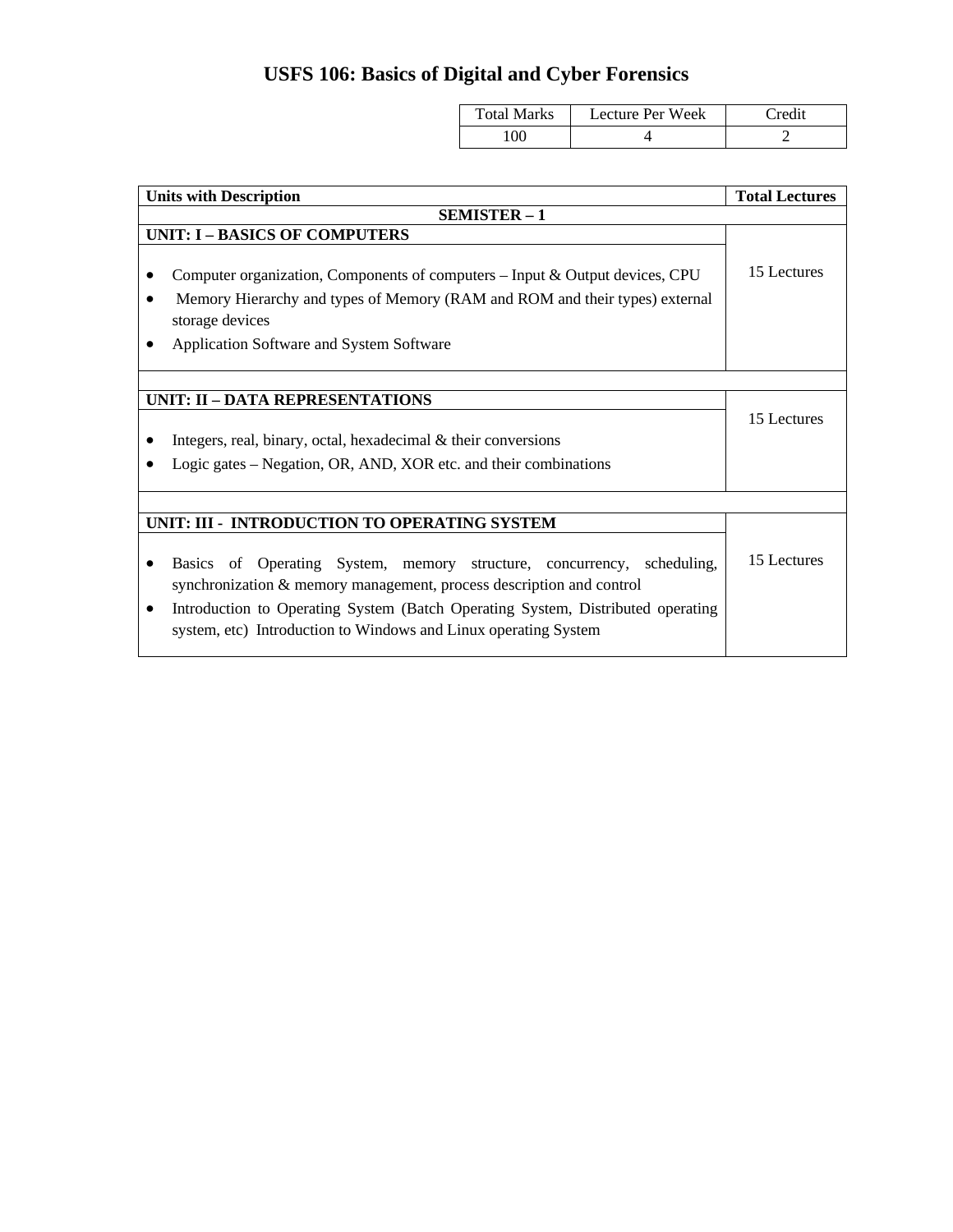# USFS 106: Basics of Digital and Cyber Forensics

| Total Marks | Lecture Per Week | Credit |
|---|---|---|
| 100 | 4 | 2 |

| Units with Description | Total Lectures |
|---|---|
| **SEMISTER – 1** | |
| **UNIT: I – BASICS OF COMPUTERS**<br>• Computer organization, Components of computers – Input & Output devices, CPU<br>• Memory Hierarchy and types of Memory (RAM and ROM and their types) external storage devices<br>• Application Software and System Software | 15 Lectures |
| | |
| **UNIT: II – DATA REPRESENTATIONS**<br>• Integers, real, binary, octal, hexadecimal & their conversions<br>• Logic gates – Negation, OR, AND, XOR etc. and their combinations | 15 Lectures |
| | |
| **UNIT: III - INTRODUCTION TO OPERATING SYSTEM**<br>• Basics of Operating System, memory structure, concurrency, scheduling, synchronization & memory management, process description and control<br>• Introduction to Operating System (Batch Operating System, Distributed operating system, etc) Introduction to Windows and Linux operating System | 15 Lectures |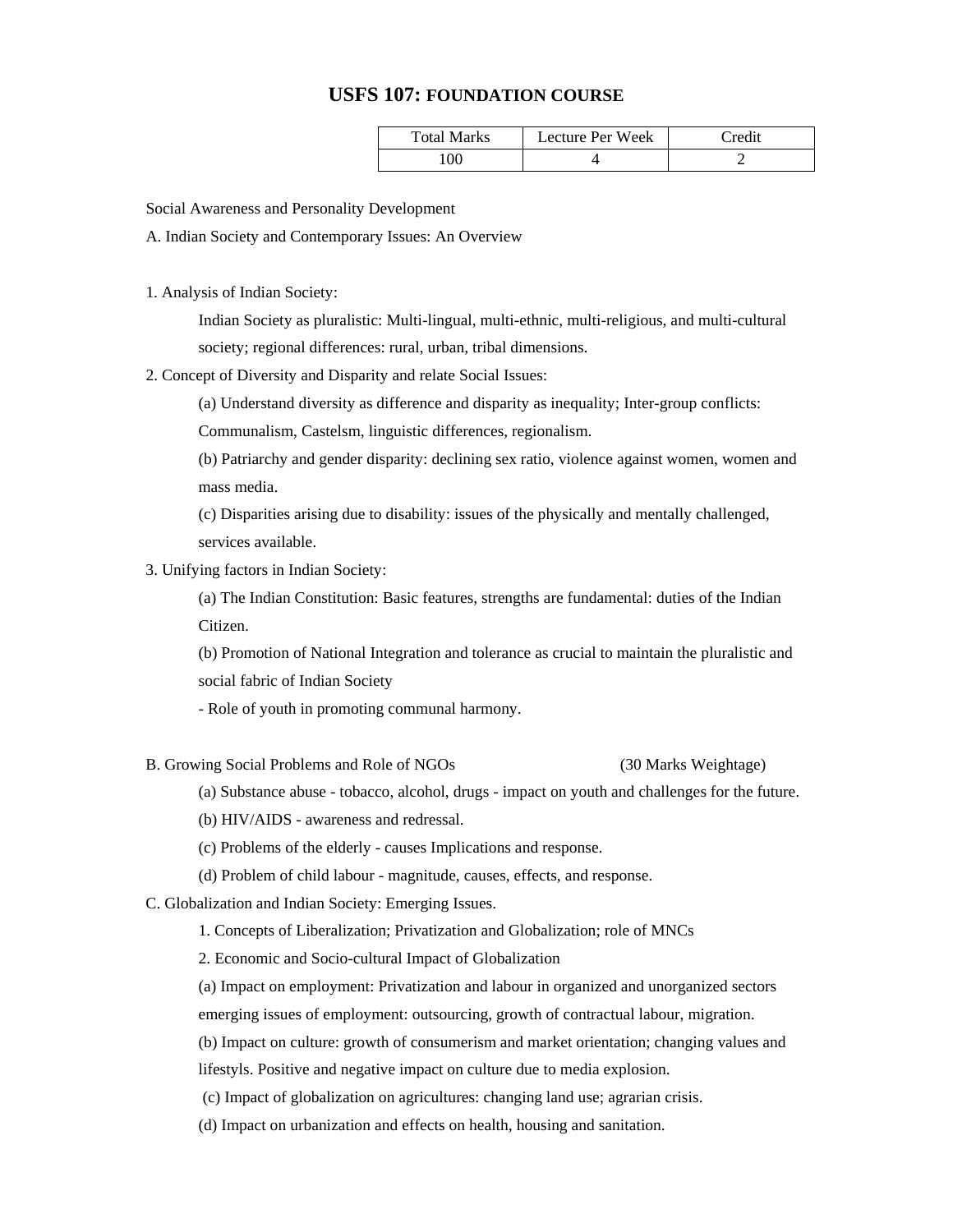# USFS 107: FOUNDATION COURSE

| Total Marks | Lecture Per Week | Credit |
|---|---|---|
| 100 | 4 | 2 |

Social Awareness and Personality Development

A. Indian Society and Contemporary Issues: An Overview

1. Analysis of Indian Society:

   Indian Society as pluralistic: Multi-lingual, multi-ethnic, multi-religious, and multi-cultural society; regional differences: rural, urban, tribal dimensions.

2. Concept of Diversity and Disparity and relate Social Issues:

   (a) Understand diversity as difference and disparity as inequality; Inter-group conflicts: Communalism, Castelsm, linguistic differences, regionalism.

   (b) Patriarchy and gender disparity: declining sex ratio, violence against women, women and mass media.

   (c) Disparities arising due to disability: issues of the physically and mentally challenged, services available.

3. Unifying factors in Indian Society:

   (a) The Indian Constitution: Basic features, strengths are fundamental: duties of the Indian Citizen.

   (b) Promotion of National Integration and tolerance as crucial to maintain the pluralistic and social fabric of Indian Society

   - Role of youth in promoting communal harmony.

B. Growing Social Problems and Role of NGOs (30 Marks Weightage)

   (a) Substance abuse - tobacco, alcohol, drugs - impact on youth and challenges for the future.

   (b) HIV/AIDS - awareness and redressal.

   (c) Problems of the elderly - causes Implications and response.

   (d) Problem of child labour - magnitude, causes, effects, and response.

C. Globalization and Indian Society: Emerging Issues.

   1. Concepts of Liberalization; Privatization and Globalization; role of MNCs

   2. Economic and Socio-cultural Impact of Globalization

   (a) Impact on employment: Privatization and labour in organized and unorganized sectors emerging issues of employment: outsourcing, growth of contractual labour, migration.

   (b) Impact on culture: growth of consumerism and market orientation; changing values and lifestyls. Positive and negative impact on culture due to media explosion.

   (c) Impact of globalization on agricultures: changing land use; agrarian crisis.

   (d) Impact on urbanization and effects on health, housing and sanitation.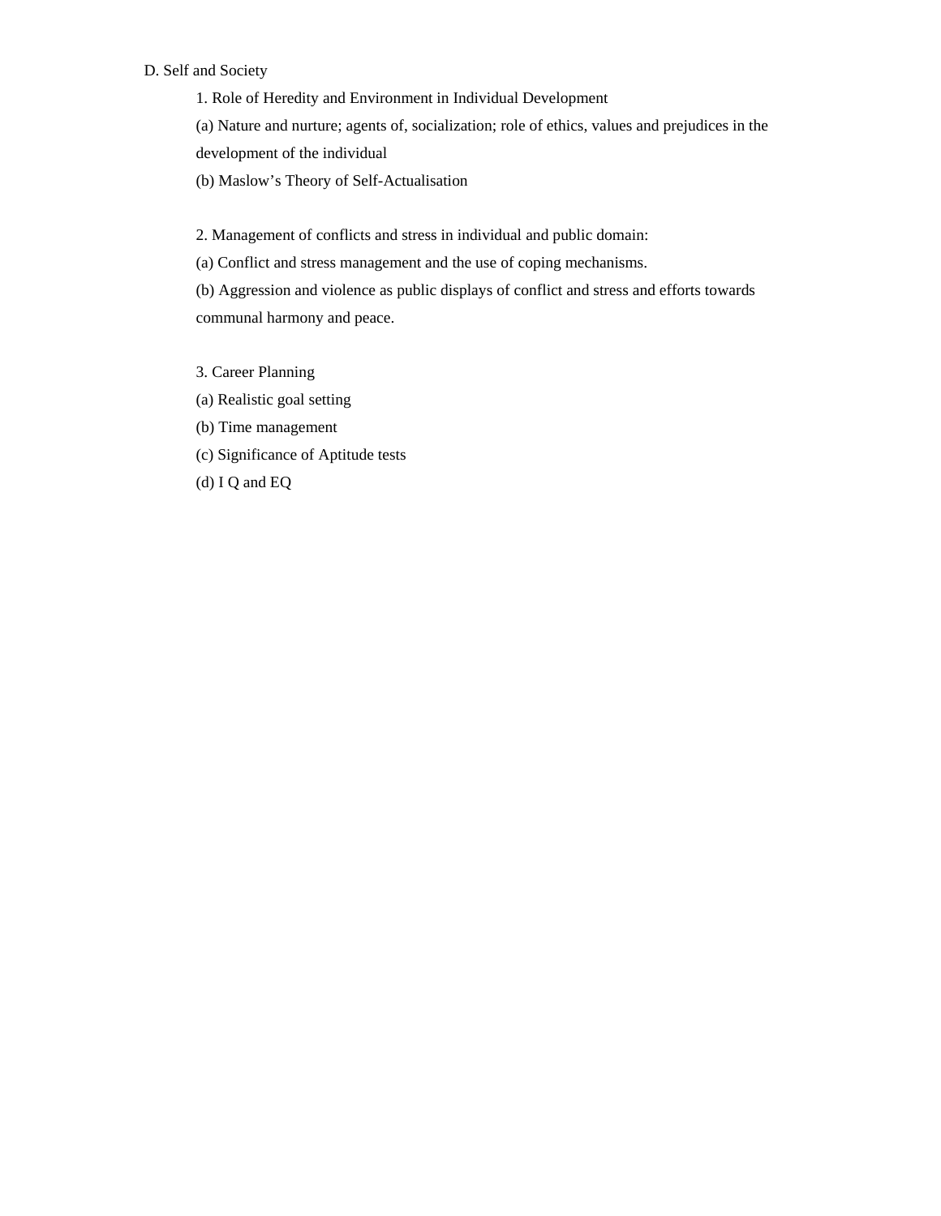D. Self and Society

1. Role of Heredity and Environment in Individual Development

(a) Nature and nurture; agents of, socialization; role of ethics, values and prejudices in the development of the individual

(b) Maslow's Theory of Self-Actualisation

2. Management of conflicts and stress in individual and public domain:

(a) Conflict and stress management and the use of coping mechanisms.

(b) Aggression and violence as public displays of conflict and stress and efforts towards communal harmony and peace.

3. Career Planning

(a) Realistic goal setting

(b) Time management

(c) Significance of Aptitude tests

(d) I Q and EQ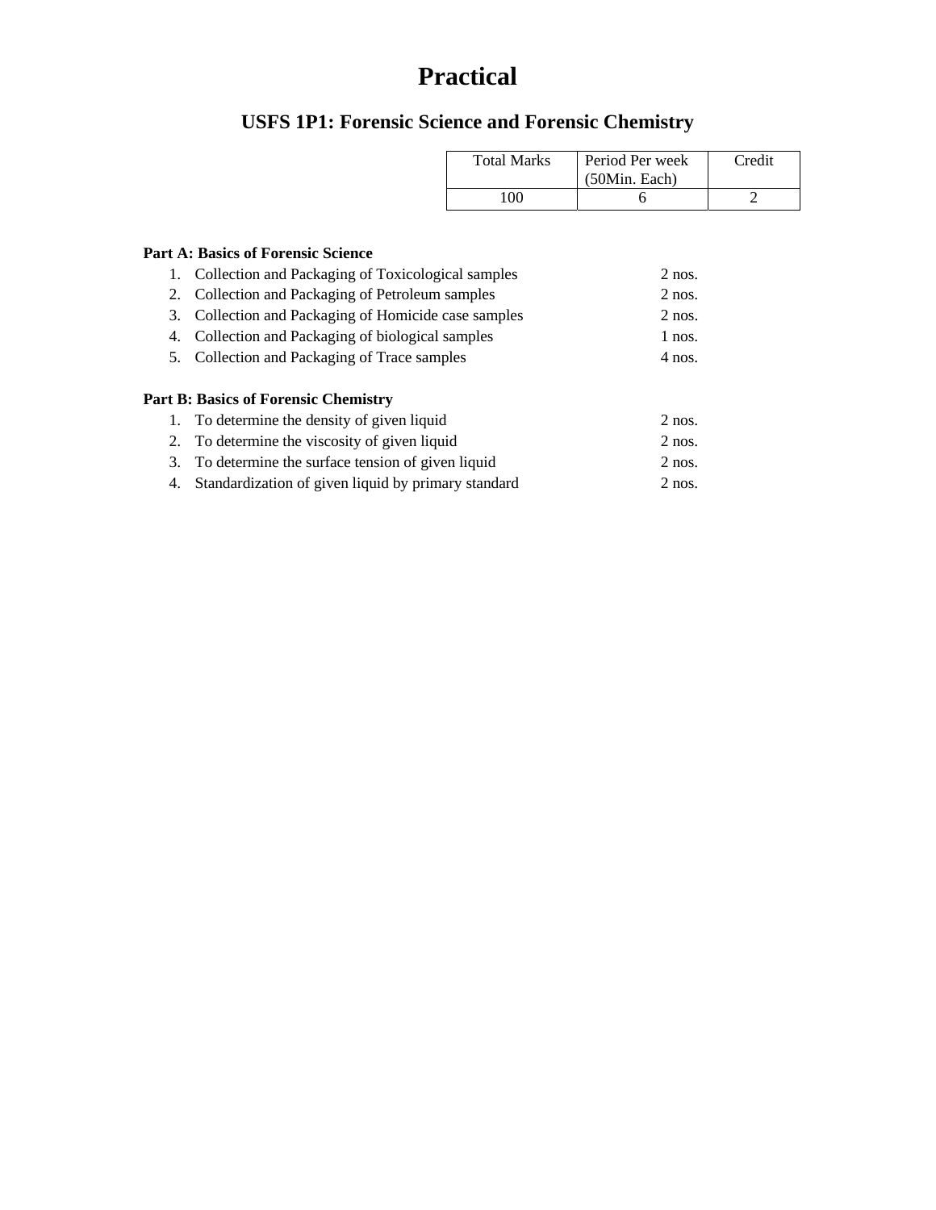# Practical

## USFS 1P1: Forensic Science and Forensic Chemistry

| Total Marks | Period Per week (50Min. Each) | Credit |
| --- | --- | --- |
| 100 | 6 | 2 |

**Part A: Basics of Forensic Science**

1. Collection and Packaging of Toxicological samples 2 nos.
2. Collection and Packaging of Petroleum samples 2 nos.
3. Collection and Packaging of Homicide case samples 2 nos.
4. Collection and Packaging of biological samples 1 nos.
5. Collection and Packaging of Trace samples 4 nos.

**Part B: Basics of Forensic Chemistry**

1. To determine the density of given liquid 2 nos.
2. To determine the viscosity of given liquid 2 nos.
3. To determine the surface tension of given liquid 2 nos.
4. Standardization of given liquid by primary standard 2 nos.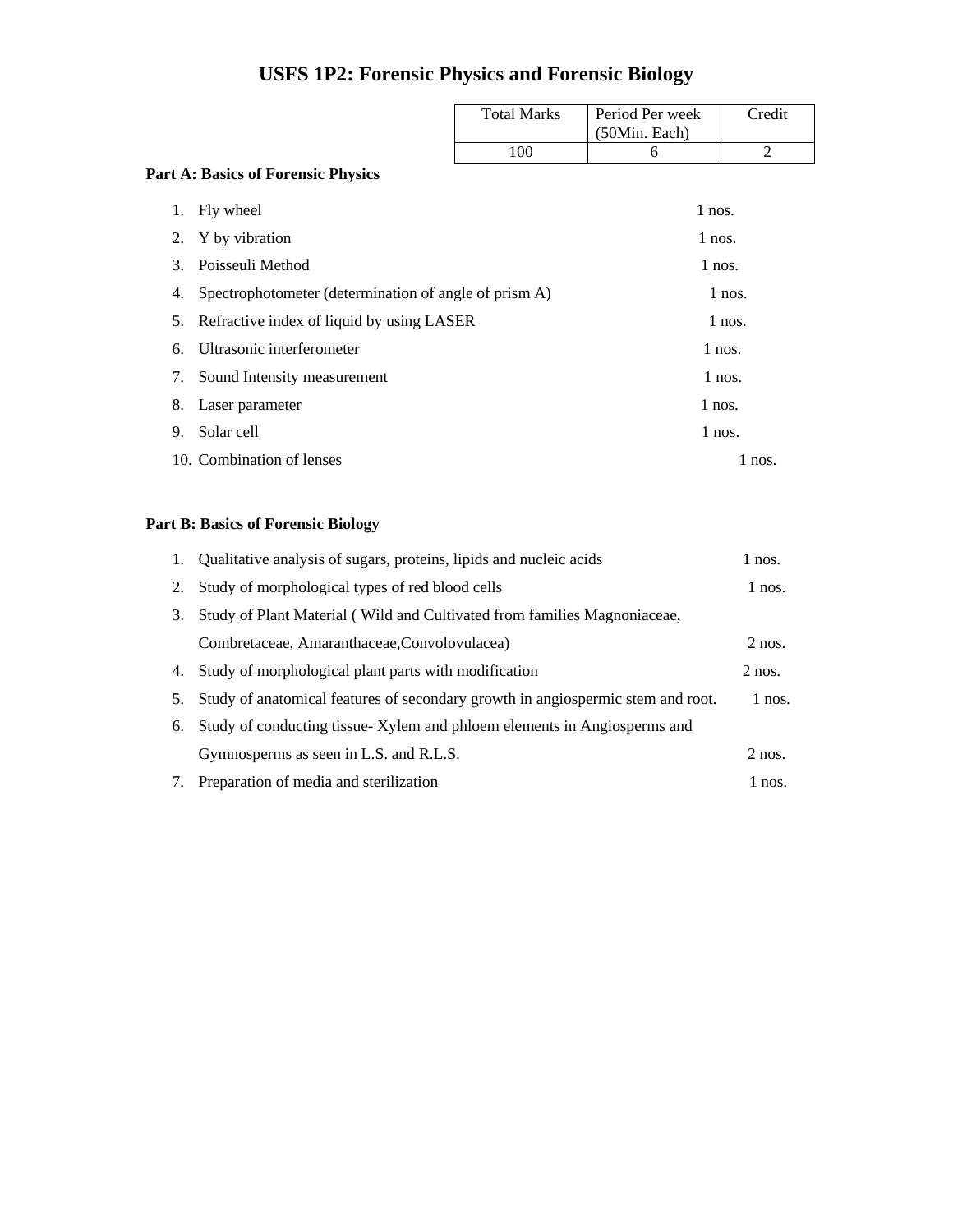# USFS 1P2: Forensic Physics and Forensic Biology

| Total Marks | Period Per week (50Min. Each) | Credit |
|---|---|---|
| 100 | 6 | 2 |

**Part A: Basics of Forensic Physics**

1. Fly wheel 1 nos.
2. Y by vibration 1 nos.
3. Poisseuli Method 1 nos.
4. Spectrophotometer (determination of angle of prism A) 1 nos.
5. Refractive index of liquid by using LASER 1 nos.
6. Ultrasonic interferometer 1 nos.
7. Sound Intensity measurement 1 nos.
8. Laser parameter 1 nos.
9. Solar cell 1 nos.
10. Combination of lenses 1 nos.

**Part B: Basics of Forensic Biology**

1. Qualitative analysis of sugars, proteins, lipids and nucleic acids 1 nos.
2. Study of morphological types of red blood cells 1 nos.
3. Study of Plant Material ( Wild and Cultivated from families Magnoniaceae, Combretaceae, Amaranthaceae,Convolovulacea) 2 nos.
4. Study of morphological plant parts with modification 2 nos.
5. Study of anatomical features of secondary growth in angiospermic stem and root. 1 nos.
6. Study of conducting tissue- Xylem and phloem elements in Angiosperms and Gymnosperms as seen in L.S. and R.L.S. 2 nos.
7. Preparation of media and sterilization 1 nos.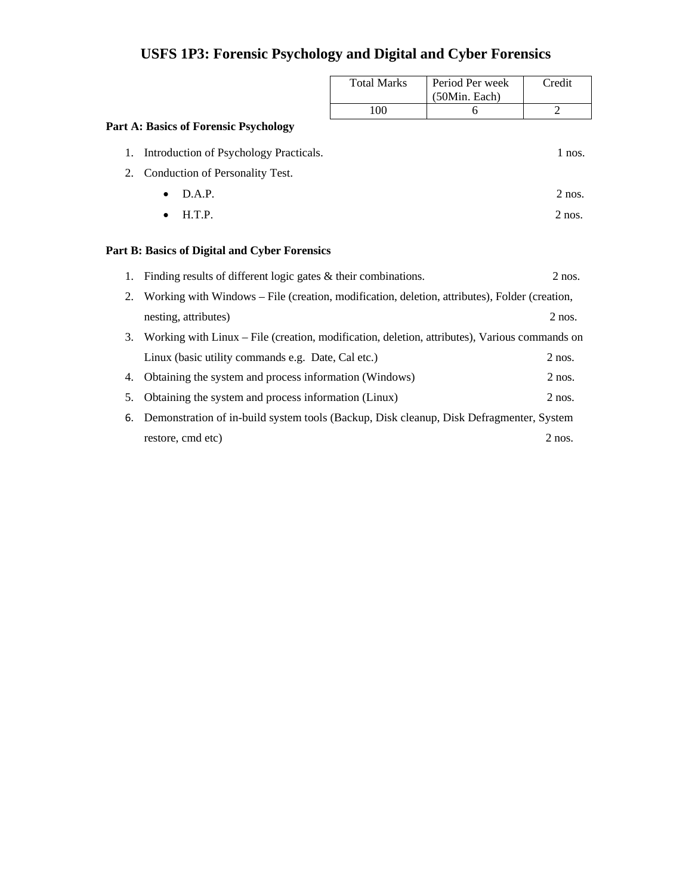# USFS 1P3: Forensic Psychology and Digital and Cyber Forensics

| Total Marks | Period Per week (50Min. Each) | Credit |
|---|---|---|
| 100 | 6 | 2 |

**Part A: Basics of Forensic Psychology**

1. Introduction of Psychology Practicals. 1 nos.
2. Conduction of Personality Test.
   - D.A.P. 2 nos.
   - H.T.P. 2 nos.

**Part B: Basics of Digital and Cyber Forensics**

1. Finding results of different logic gates & their combinations. 2 nos.
2. Working with Windows – File (creation, modification, deletion, attributes), Folder (creation, nesting, attributes) 2 nos.
3. Working with Linux – File (creation, modification, deletion, attributes), Various commands on Linux (basic utility commands e.g. Date, Cal etc.) 2 nos.
4. Obtaining the system and process information (Windows) 2 nos.
5. Obtaining the system and process information (Linux) 2 nos.
6. Demonstration of in-build system tools (Backup, Disk cleanup, Disk Defragmenter, System restore, cmd etc) 2 nos.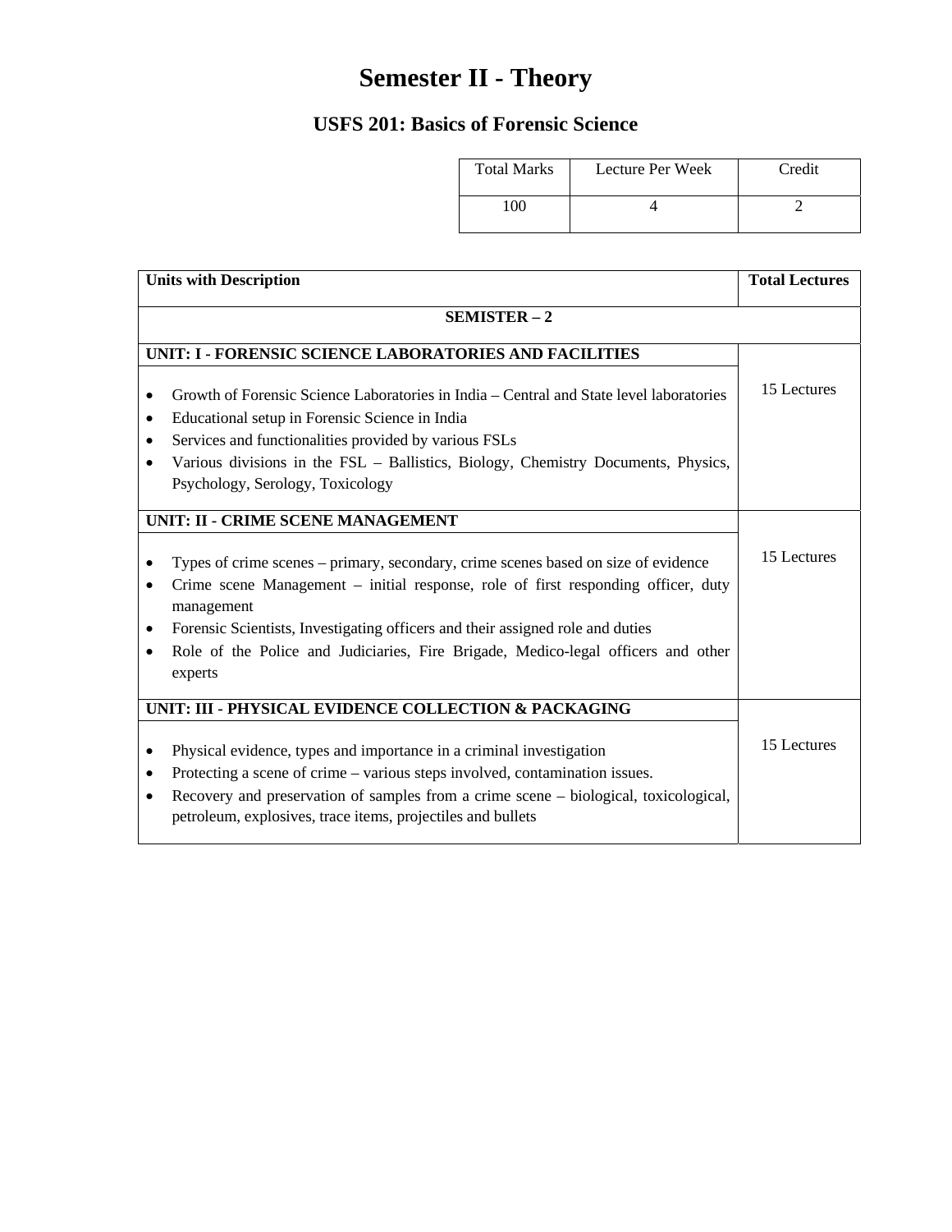# Semester II - Theory

## USFS 201: Basics of Forensic Science

| Total Marks | Lecture Per Week | Credit |
|---|---|---|
| 100 | 4 | 2 |

| Units with Description | Total Lectures |
|---|---|
| **SEMISTER – 2** | |
| **UNIT: I - FORENSIC SCIENCE LABORATORIES AND FACILITIES**<br>• Growth of Forensic Science Laboratories in India – Central and State level laboratories<br>• Educational setup in Forensic Science in India<br>• Services and functionalities provided by various FSLs<br>• Various divisions in the FSL – Ballistics, Biology, Chemistry Documents, Physics, Psychology, Serology, Toxicology | 15 Lectures |
| **UNIT: II - CRIME SCENE MANAGEMENT**<br>• Types of crime scenes – primary, secondary, crime scenes based on size of evidence<br>• Crime scene Management – initial response, role of first responding officer, duty management<br>• Forensic Scientists, Investigating officers and their assigned role and duties<br>• Role of the Police and Judiciaries, Fire Brigade, Medico-legal officers and other experts | 15 Lectures |
| **UNIT: III - PHYSICAL EVIDENCE COLLECTION & PACKAGING**<br>• Physical evidence, types and importance in a criminal investigation<br>• Protecting a scene of crime – various steps involved, contamination issues.<br>• Recovery and preservation of samples from a crime scene – biological, toxicological, petroleum, explosives, trace items, projectiles and bullets | 15 Lectures |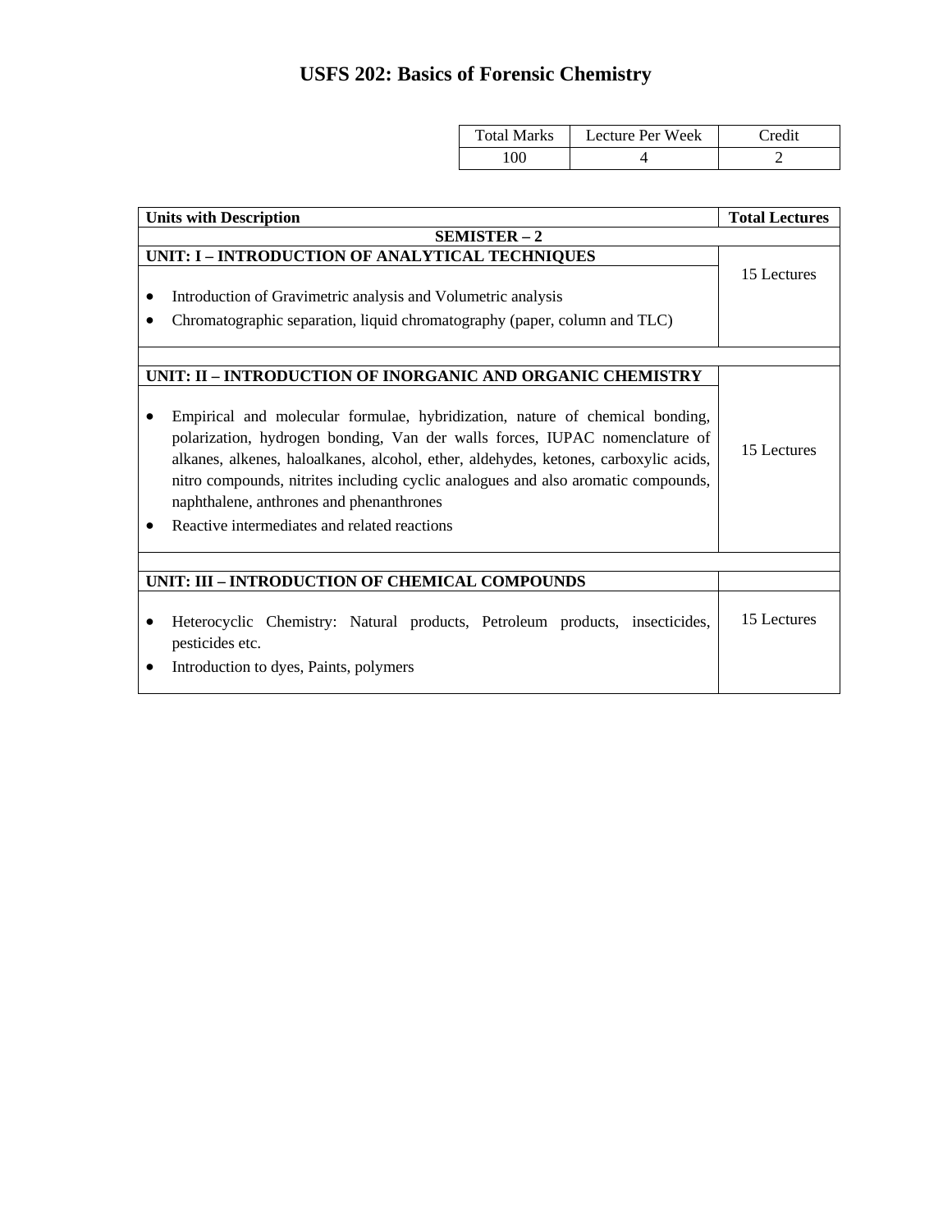# USFS 202: Basics of Forensic Chemistry

| Total Marks | Lecture Per Week | Credit |
|---|---|---|
| 100 | 4 | 2 |

| Units with Description | Total Lectures |
|---|---|
| **SEMISTER – 2** | |
| **UNIT: I – INTRODUCTION OF ANALYTICAL TECHNIQUES** | 15 Lectures |
| • Introduction of Gravimetric analysis and Volumetric analysis<br>• Chromatographic separation, liquid chromatography (paper, column and TLC) | |
| | |
| **UNIT: II – INTRODUCTION OF INORGANIC AND ORGANIC CHEMISTRY** | 15 Lectures |
| • Empirical and molecular formulae, hybridization, nature of chemical bonding, polarization, hydrogen bonding, Van der walls forces, IUPAC nomenclature of alkanes, alkenes, haloalkanes, alcohol, ether, aldehydes, ketones, carboxylic acids, nitro compounds, nitrites including cyclic analogues and also aromatic compounds, naphthalene, anthrones and phenanthrones<br>• Reactive intermediates and related reactions | |
| | |
| **UNIT: III – INTRODUCTION OF CHEMICAL COMPOUNDS** | |
| • Heterocyclic Chemistry: Natural products, Petroleum products, insecticides, pesticides etc.<br>• Introduction to dyes, Paints, polymers | 15 Lectures |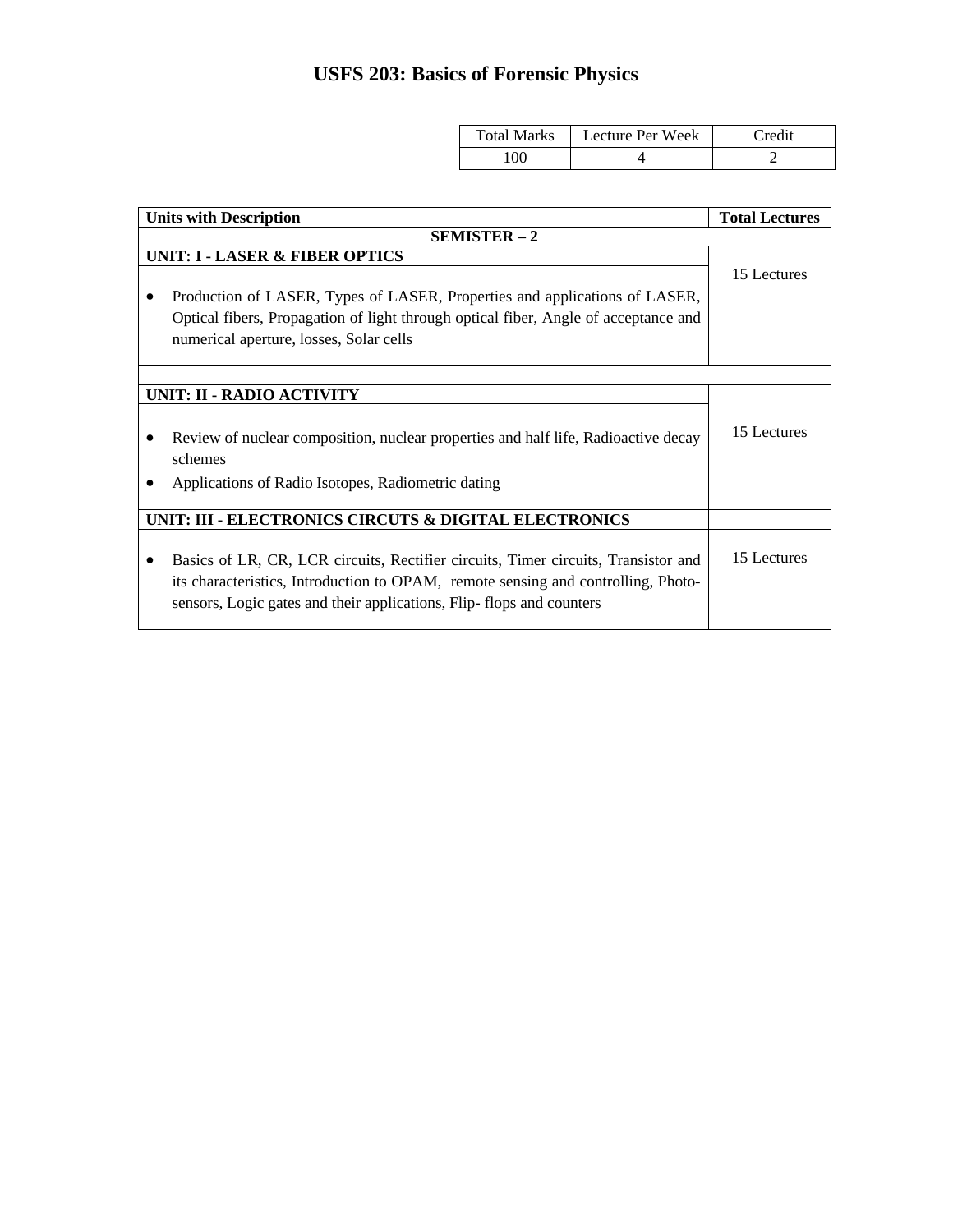# USFS 203: Basics of Forensic Physics

| Total Marks | Lecture Per Week | Credit |
|---|---|---|
| 100 | 4 | 2 |

| Units with Description | Total Lectures |
|---|---|
| **SEMISTER – 2** | |
| **UNIT: I - LASER & FIBER OPTICS** | 15 Lectures |
| • Production of LASER, Types of LASER, Properties and applications of LASER, Optical fibers, Propagation of light through optical fiber, Angle of acceptance and numerical aperture, losses, Solar cells | |
| | |
| **UNIT: II - RADIO ACTIVITY** | 15 Lectures |
| • Review of nuclear composition, nuclear properties and half life, Radioactive decay schemes<br>• Applications of Radio Isotopes, Radiometric dating | |
| **UNIT: III - ELECTRONICS CIRCUTS & DIGITAL ELECTRONICS** | |
| • Basics of LR, CR, LCR circuits, Rectifier circuits, Timer circuits, Transistor and its characteristics, Introduction to OPAM, remote sensing and controlling, Photo-sensors, Logic gates and their applications, Flip- flops and counters | 15 Lectures |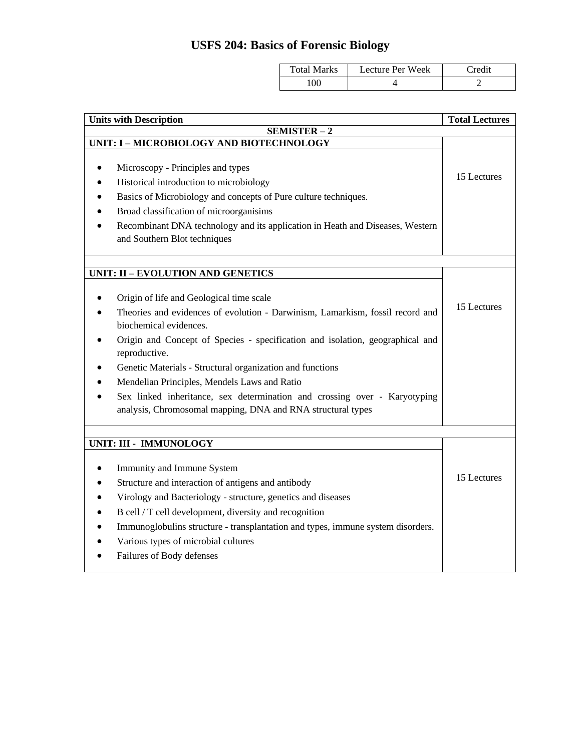# USFS 204: Basics of Forensic Biology

| Total Marks | Lecture Per Week | Credit |
|---|---|---|
| 100 | 4 | 2 |

| Units with Description | Total Lectures |
|---|---|
| **SEMISTER – 2** | |
| **UNIT: I – MICROBIOLOGY AND BIOTECHNOLOGY** | 15 Lectures |
| • Microscopy - Principles and types<br>• Historical introduction to microbiology<br>• Basics of Microbiology and concepts of Pure culture techniques.<br>• Broad classification of microorganisims<br>• Recombinant DNA technology and its application in Heath and Diseases, Western and Southern Blot techniques | |
| | |
| **UNIT: II – EVOLUTION AND GENETICS** | 15 Lectures |
| • Origin of life and Geological time scale<br>• Theories and evidences of evolution - Darwinism, Lamarkism, fossil record and biochemical evidences.<br>• Origin and Concept of Species - specification and isolation, geographical and reproductive.<br>• Genetic Materials - Structural organization and functions<br>• Mendelian Principles, Mendels Laws and Ratio<br>• Sex linked inheritance, sex determination and crossing over - Karyotyping analysis, Chromosomal mapping, DNA and RNA structural types | |
| | |
| **UNIT: III - IMMUNOLOGY** | 15 Lectures |
| • Immunity and Immune System<br>• Structure and interaction of antigens and antibody<br>• Virology and Bacteriology - structure, genetics and diseases<br>• B cell / T cell development, diversity and recognition<br>• Immunoglobulins structure - transplantation and types, immune system disorders.<br>• Various types of microbial cultures<br>• Failures of Body defenses | |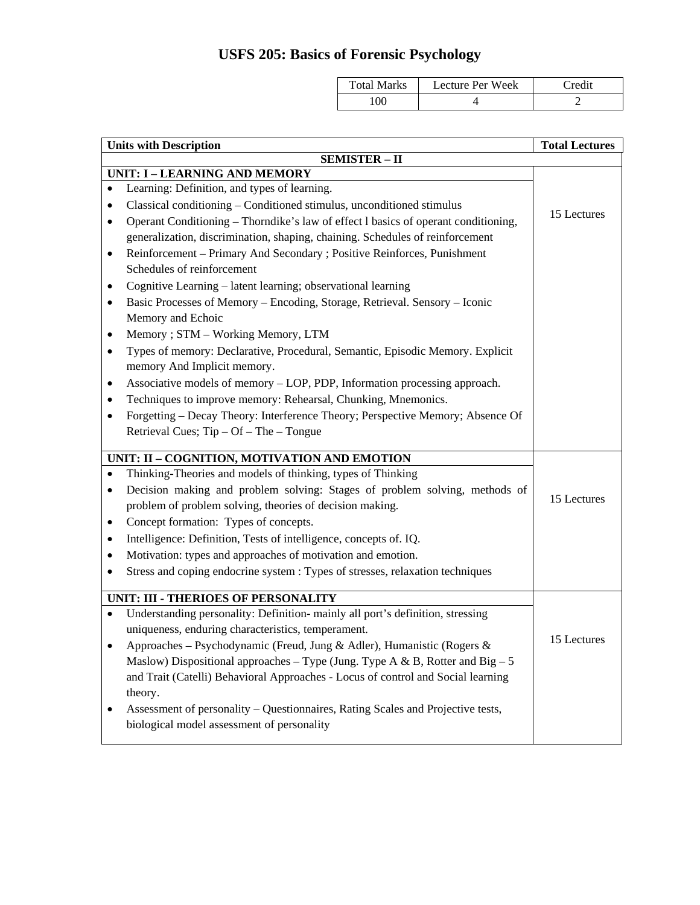# USFS 205: Basics of Forensic Psychology

| Total Marks | Lecture Per Week | Credit |
|---|---|---|
| 100 | 4 | 2 |

| Units with Description | Total Lectures |
|---|---|
| **SEMISTER – II** | |
| **UNIT: I – LEARNING AND MEMORY**<br>• Learning: Definition, and types of learning.<br>• Classical conditioning – Conditioned stimulus, unconditioned stimulus<br>• Operant Conditioning – Thorndike's law of effect l basics of operant conditioning, generalization, discrimination, shaping, chaining. Schedules of reinforcement<br>• Reinforcement – Primary And Secondary ; Positive Reinforces, Punishment Schedules of reinforcement<br>• Cognitive Learning – latent learning; observational learning<br>• Basic Processes of Memory – Encoding, Storage, Retrieval. Sensory – Iconic Memory and Echoic<br>• Memory ; STM – Working Memory, LTM<br>• Types of memory: Declarative, Procedural, Semantic, Episodic Memory. Explicit memory And Implicit memory.<br>• Associative models of memory – LOP, PDP, Information processing approach.<br>• Techniques to improve memory: Rehearsal, Chunking, Mnemonics.<br>• Forgetting – Decay Theory: Interference Theory; Perspective Memory; Absence Of Retrieval Cues; Tip – Of – The – Tongue | 15 Lectures |
| **UNIT: II – COGNITION, MOTIVATION AND EMOTION**<br>• Thinking-Theories and models of thinking, types of Thinking<br>• Decision making and problem solving: Stages of problem solving, methods of problem of problem solving, theories of decision making.<br>• Concept formation: Types of concepts.<br>• Intelligence: Definition, Tests of intelligence, concepts of. IQ.<br>• Motivation: types and approaches of motivation and emotion.<br>• Stress and coping endocrine system : Types of stresses, relaxation techniques | 15 Lectures |
| **UNIT: III - THERIOES OF PERSONALITY**<br>• Understanding personality: Definition- mainly all port's definition, stressing uniqueness, enduring characteristics, temperament.<br>• Approaches – Psychodynamic (Freud, Jung & Adler), Humanistic (Rogers & Maslow) Dispositional approaches – Type (Jung. Type A & B, Rotter and Big – 5 and Trait (Catelli) Behavioral Approaches - Locus of control and Social learning theory.<br>• Assessment of personality – Questionnaires, Rating Scales and Projective tests, biological model assessment of personality | 15 Lectures |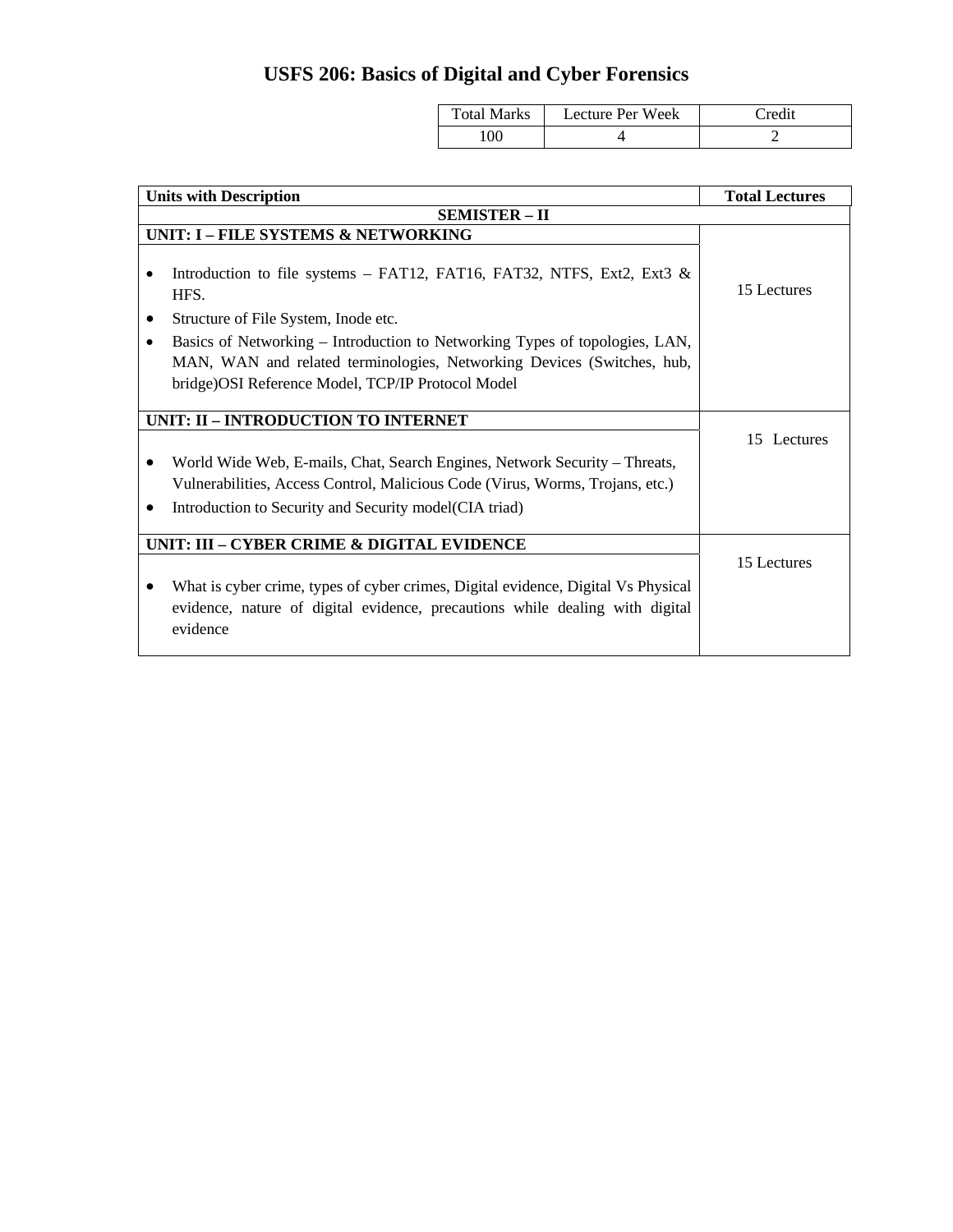# USFS 206: Basics of Digital and Cyber Forensics

| Total Marks | Lecture Per Week | Credit |
|---|---|---|
| 100 | 4 | 2 |

| Units with Description | Total Lectures |
|---|---|
| **SEMISTER – II** | |
| **UNIT: I – FILE SYSTEMS & NETWORKING** | 15 Lectures |
| • Introduction to file systems – FAT12, FAT16, FAT32, NTFS, Ext2, Ext3 & HFS.<br>• Structure of File System, Inode etc.<br>• Basics of Networking – Introduction to Networking Types of topologies, LAN, MAN, WAN and related terminologies, Networking Devices (Switches, hub, bridge)OSI Reference Model, TCP/IP Protocol Model | |
| **UNIT: II – INTRODUCTION TO INTERNET** | 15 Lectures |
| • World Wide Web, E-mails, Chat, Search Engines, Network Security – Threats, Vulnerabilities, Access Control, Malicious Code (Virus, Worms, Trojans, etc.)<br>• Introduction to Security and Security model(CIA triad) | |
| **UNIT: III – CYBER CRIME & DIGITAL EVIDENCE** | 15 Lectures |
| • What is cyber crime, types of cyber crimes, Digital evidence, Digital Vs Physical evidence, nature of digital evidence, precautions while dealing with digital evidence | |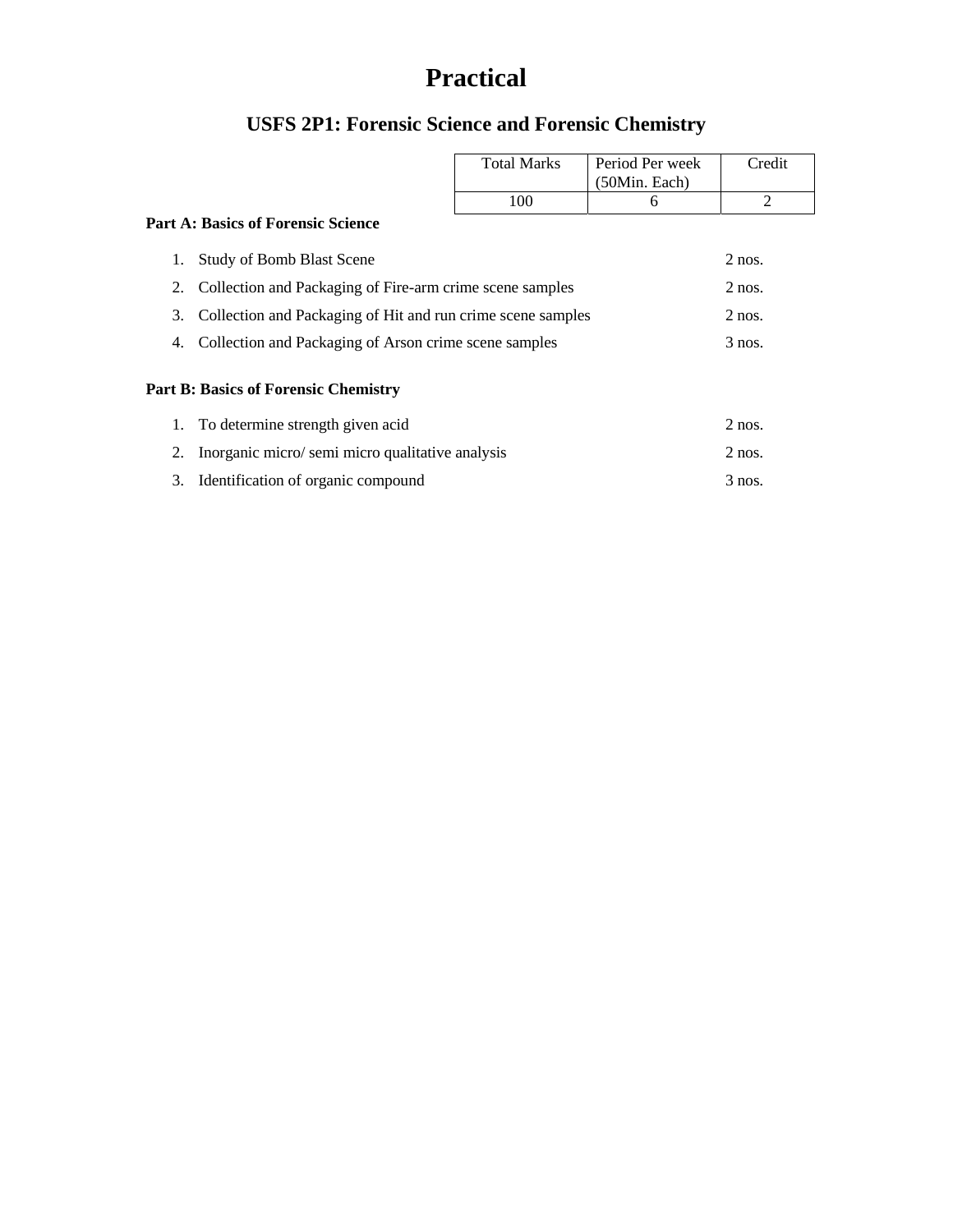# Practical

## USFS 2P1: Forensic Science and Forensic Chemistry

| Total Marks | Period Per week (50Min. Each) | Credit |
|---|---|---|
| 100 | 6 | 2 |

**Part A: Basics of Forensic Science**

1. Study of Bomb Blast Scene — 2 nos.
2. Collection and Packaging of Fire-arm crime scene samples — 2 nos.
3. Collection and Packaging of Hit and run crime scene samples — 2 nos.
4. Collection and Packaging of Arson crime scene samples — 3 nos.

**Part B: Basics of Forensic Chemistry**

1. To determine strength given acid — 2 nos.
2. Inorganic micro/ semi micro qualitative analysis — 2 nos.
3. Identification of organic compound — 3 nos.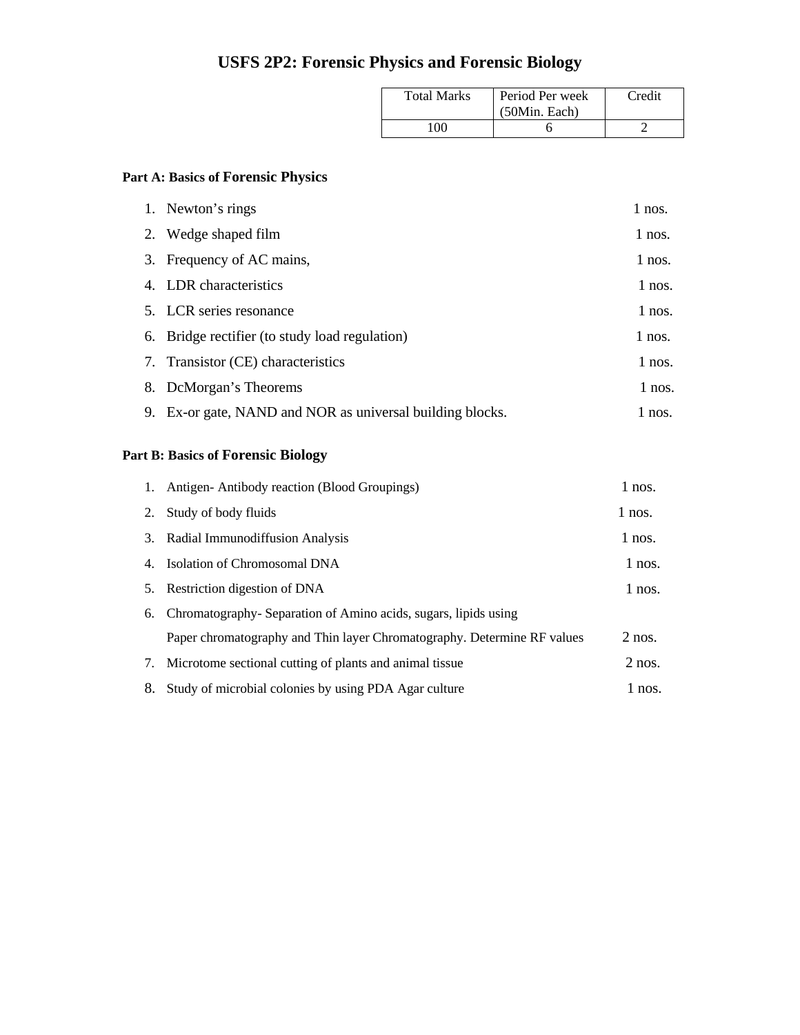# USFS 2P2: Forensic Physics and Forensic Biology

| Total Marks | Period Per week (50Min. Each) | Credit |
|---|---|---|
| 100 | 6 | 2 |

**Part A: Basics of Forensic Physics**

1. Newton's rings 1 nos.
2. Wedge shaped film 1 nos.
3. Frequency of AC mains, 1 nos.
4. LDR characteristics 1 nos.
5. LCR series resonance 1 nos.
6. Bridge rectifier (to study load regulation) 1 nos.
7. Transistor (CE) characteristics 1 nos.
8. DcMorgan's Theorems 1 nos.
9. Ex-or gate, NAND and NOR as universal building blocks. 1 nos.

**Part B: Basics of Forensic Biology**

1. Antigen- Antibody reaction (Blood Groupings) 1 nos.
2. Study of body fluids 1 nos.
3. Radial Immunodiffusion Analysis 1 nos.
4. Isolation of Chromosomal DNA 1 nos.
5. Restriction digestion of DNA 1 nos.
6. Chromatography- Separation of Amino acids, sugars, lipids using Paper chromatography and Thin layer Chromatography. Determine RF values 2 nos.
7. Microtome sectional cutting of plants and animal tissue 2 nos.
8. Study of microbial colonies by using PDA Agar culture 1 nos.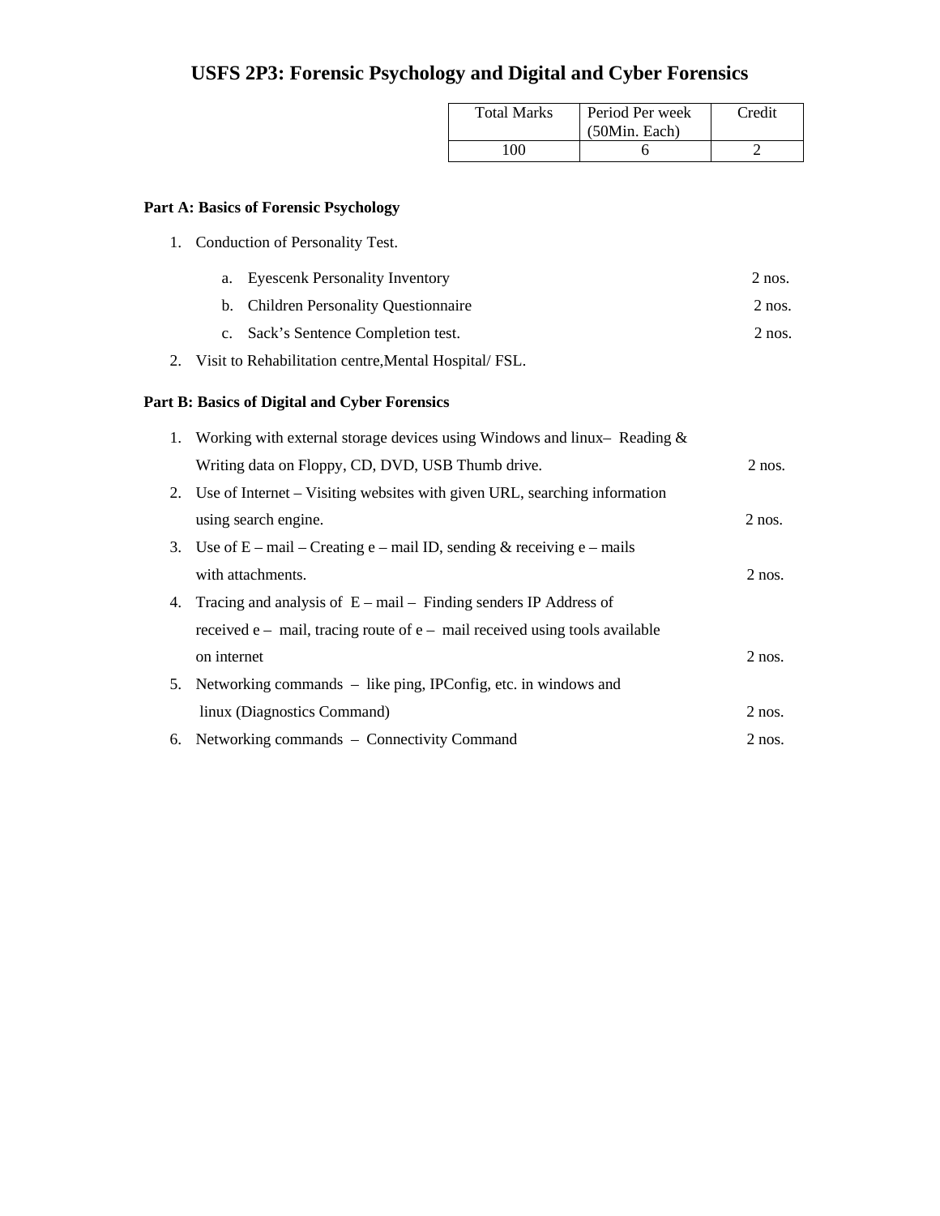# USFS 2P3: Forensic Psychology and Digital and Cyber Forensics

| Total Marks | Period Per week (50Min. Each) | Credit |
|---|---|---|
| 100 | 6 | 2 |

**Part A: Basics of Forensic Psychology**

1. Conduction of Personality Test.
   a. Eyescenk Personality Inventory 2 nos.
   b. Children Personality Questionnaire 2 nos.
   c. Sack's Sentence Completion test. 2 nos.
2. Visit to Rehabilitation centre,Mental Hospital/ FSL.

**Part B: Basics of Digital and Cyber Forensics**

1. Working with external storage devices using Windows and linux– Reading & Writing data on Floppy, CD, DVD, USB Thumb drive. 2 nos.
2. Use of Internet – Visiting websites with given URL, searching information using search engine. 2 nos.
3. Use of E – mail – Creating e – mail ID, sending & receiving e – mails with attachments. 2 nos.
4. Tracing and analysis of E – mail – Finding senders IP Address of received e – mail, tracing route of e – mail received using tools available on internet 2 nos.
5. Networking commands – like ping, IPConfig, etc. in windows and linux (Diagnostics Command) 2 nos.
6. Networking commands – Connectivity Command 2 nos.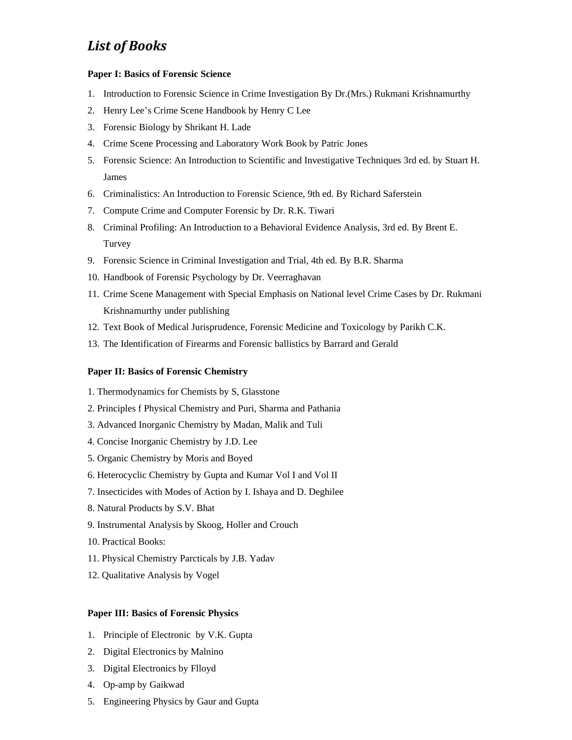# *List of Books*

**Paper I: Basics of Forensic Science**

1. Introduction to Forensic Science in Crime Investigation By Dr.(Mrs.) Rukmani Krishnamurthy
2. Henry Lee's Crime Scene Handbook by Henry C Lee
3. Forensic Biology by Shrikant H. Lade
4. Crime Scene Processing and Laboratory Work Book by Patric Jones
5. Forensic Science: An Introduction to Scientific and Investigative Techniques 3rd ed. by Stuart H. James
6. Criminalistics: An Introduction to Forensic Science, 9th ed. By Richard Saferstein
7. Compute Crime and Computer Forensic by Dr. R.K. Tiwari
8. Criminal Profiling: An Introduction to a Behavioral Evidence Analysis, 3rd ed. By Brent E. Turvey
9. Forensic Science in Criminal Investigation and Trial, 4th ed. By B.R. Sharma
10. Handbook of Forensic Psychology by Dr. Veerraghavan
11. Crime Scene Management with Special Emphasis on National level Crime Cases by Dr. Rukmani Krishnamurthy under publishing
12. Text Book of Medical Jurisprudence, Forensic Medicine and Toxicology by Parikh C.K.
13. The Identification of Firearms and Forensic ballistics by Barrard and Gerald

**Paper II: Basics of Forensic Chemistry**

1. Thermodynamics for Chemists by S, Glasstone
2. Principles f Physical Chemistry and Puri, Sharma and Pathania
3. Advanced Inorganic Chemistry by Madan, Malik and Tuli
4. Concise Inorganic Chemistry by J.D. Lee
5. Organic Chemistry by Moris and Boyed
6. Heterocyclic Chemistry by Gupta and Kumar Vol I and Vol II
7. Insecticides with Modes of Action by I. Ishaya and D. Deghilee
8. Natural Products by S.V. Bhat
9. Instrumental Analysis by Skoog, Holler and Crouch
10. Practical Books:
11. Physical Chemistry Parcticals by J.B. Yadav
12. Qualitative Analysis by Vogel

**Paper III: Basics of Forensic Physics**

1. Principle of Electronic by V.K. Gupta
2. Digital Electronics by Malnino
3. Digital Electronics by Flloyd
4. Op-amp by Gaikwad
5. Engineering Physics by Gaur and Gupta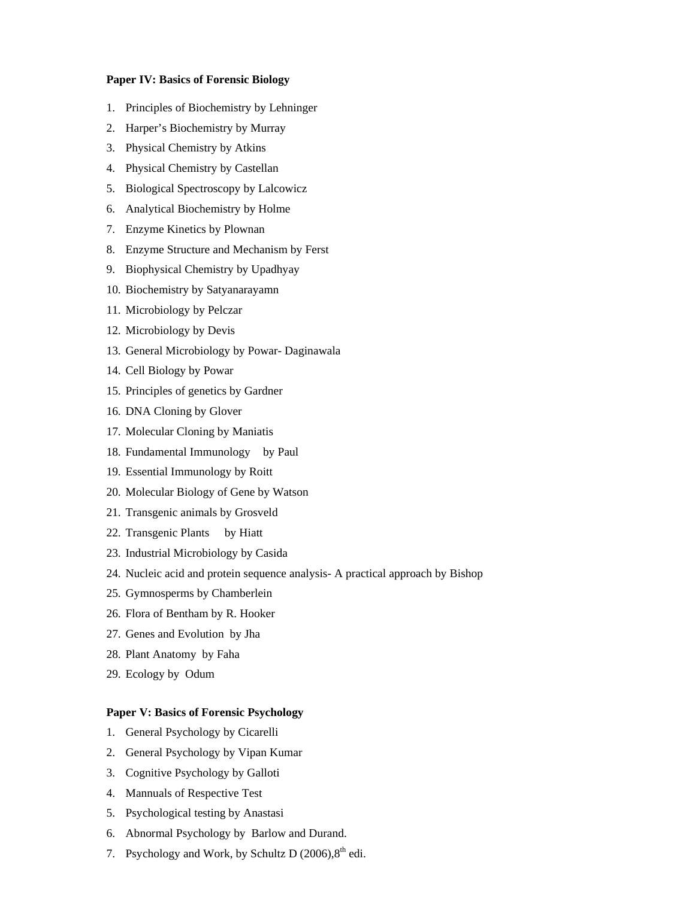**Paper IV: Basics of Forensic Biology**

1. Principles of Biochemistry by Lehninger
2. Harper's Biochemistry by Murray
3. Physical Chemistry by Atkins
4. Physical Chemistry by Castellan
5. Biological Spectroscopy by Lalcowicz
6. Analytical Biochemistry by Holme
7. Enzyme Kinetics by Plownan
8. Enzyme Structure and Mechanism by Ferst
9. Biophysical Chemistry by Upadhyay
10. Biochemistry by Satyanarayamn
11. Microbiology by Pelczar
12. Microbiology by Devis
13. General Microbiology by Powar- Daginawala
14. Cell Biology by Powar
15. Principles of genetics by Gardner
16. DNA Cloning by Glover
17. Molecular Cloning by Maniatis
18. Fundamental Immunology by Paul
19. Essential Immunology by Roitt
20. Molecular Biology of Gene by Watson
21. Transgenic animals by Grosveld
22. Transgenic Plants by Hiatt
23. Industrial Microbiology by Casida
24. Nucleic acid and protein sequence analysis- A practical approach by Bishop
25. Gymnosperms by Chamberlein
26. Flora of Bentham by R. Hooker
27. Genes and Evolution by Jha
28. Plant Anatomy by Faha
29. Ecology by Odum

**Paper V: Basics of Forensic Psychology**

1. General Psychology by Cicarelli
2. General Psychology by Vipan Kumar
3. Cognitive Psychology by Galloti
4. Mannuals of Respective Test
5. Psychological testing by Anastasi
6. Abnormal Psychology by Barlow and Durand.
7. Psychology and Work, by Schultz D (2006),8th edi.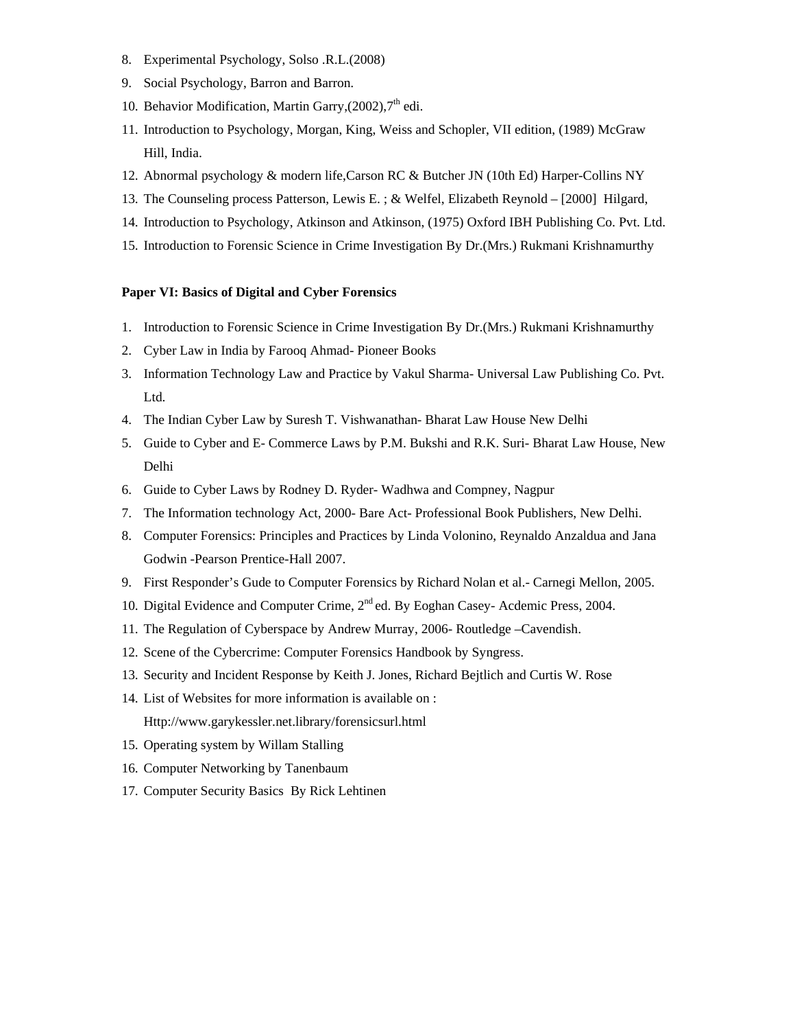8. Experimental Psychology, Solso .R.L.(2008)
9. Social Psychology, Barron and Barron.
10. Behavior Modification, Martin Garry,(2002),7th edi.
11. Introduction to Psychology, Morgan, King, Weiss and Schopler, VII edition, (1989) McGraw Hill, India.
12. Abnormal psychology & modern life,Carson RC & Butcher JN (10th Ed) Harper-Collins NY
13. The Counseling process Patterson, Lewis E. ; & Welfel, Elizabeth Reynold – [2000] Hilgard,
14. Introduction to Psychology, Atkinson and Atkinson, (1975) Oxford IBH Publishing Co. Pvt. Ltd.
15. Introduction to Forensic Science in Crime Investigation By Dr.(Mrs.) Rukmani Krishnamurthy

**Paper VI: Basics of Digital and Cyber Forensics**

1. Introduction to Forensic Science in Crime Investigation By Dr.(Mrs.) Rukmani Krishnamurthy
2. Cyber Law in India by Farooq Ahmad- Pioneer Books
3. Information Technology Law and Practice by Vakul Sharma- Universal Law Publishing Co. Pvt. Ltd.
4. The Indian Cyber Law by Suresh T. Vishwanathan- Bharat Law House New Delhi
5. Guide to Cyber and E- Commerce Laws by P.M. Bukshi and R.K. Suri- Bharat Law House, New Delhi
6. Guide to Cyber Laws by Rodney D. Ryder- Wadhwa and Compney, Nagpur
7. The Information technology Act, 2000- Bare Act- Professional Book Publishers, New Delhi.
8. Computer Forensics: Principles and Practices by Linda Volonino, Reynaldo Anzaldua and Jana Godwin -Pearson Prentice-Hall 2007.
9. First Responder's Gude to Computer Forensics by Richard Nolan et al.- Carnegi Mellon, 2005.
10. Digital Evidence and Computer Crime, 2nd ed. By Eoghan Casey- Acdemic Press, 2004.
11. The Regulation of Cyberspace by Andrew Murray, 2006- Routledge –Cavendish.
12. Scene of the Cybercrime: Computer Forensics Handbook by Syngress.
13. Security and Incident Response by Keith J. Jones, Richard Bejtlich and Curtis W. Rose
14. List of Websites for more information is available on : Http://www.garykessler.net.library/forensicsurl.html
15. Operating system by Willam Stalling
16. Computer Networking by Tanenbaum
17. Computer Security Basics By Rick Lehtinen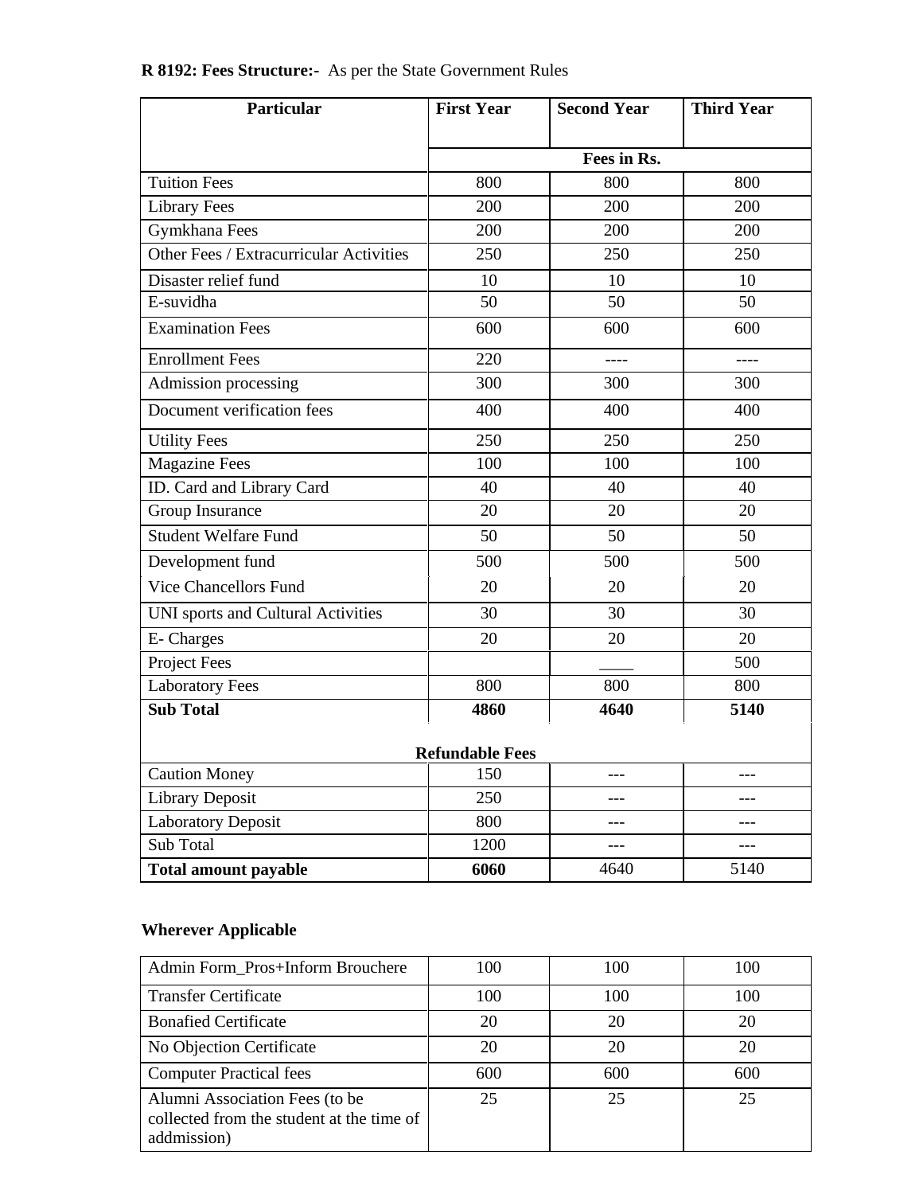**R 8192: Fees Structure:-** As per the State Government Rules

| Particular | First Year | Second Year | Third Year |
|---|---|---|---|
| | Fees in Rs. | | |
| Tuition Fees | 800 | 800 | 800 |
| Library Fees | 200 | 200 | 200 |
| Gymkhana Fees | 200 | 200 | 200 |
| Other Fees / Extracurricular Activities | 250 | 250 | 250 |
| Disaster relief fund | 10 | 10 | 10 |
| E-suvidha | 50 | 50 | 50 |
| Examination Fees | 600 | 600 | 600 |
| Enrollment Fees | 220 | ---- | ---- |
| Admission processing | 300 | 300 | 300 |
| Document verification fees | 400 | 400 | 400 |
| Utility Fees | 250 | 250 | 250 |
| Magazine Fees | 100 | 100 | 100 |
| ID. Card and Library Card | 40 | 40 | 40 |
| Group Insurance | 20 | 20 | 20 |
| Student Welfare Fund | 50 | 50 | 50 |
| Development fund | 500 | 500 | 500 |
| Vice Chancellors Fund | 20 | 20 | 20 |
| UNI sports and Cultural Activities | 30 | 30 | 30 |
| E- Charges | 20 | 20 | 20 |
| Project Fees | | ____ | 500 |
| Laboratory Fees | 800 | 800 | 800 |
| **Sub Total** | **4860** | **4640** | **5140** |
| **Refundable Fees** | | | |
| Caution Money | 150 | --- | --- |
| Library Deposit | 250 | --- | --- |
| Laboratory Deposit | 800 | --- | --- |
| Sub Total | 1200 | --- | --- |
| **Total amount payable** | **6060** | 4640 | 5140 |

**Wherever Applicable**

| Particular | First Year | Second Year | Third Year |
|---|---|---|---|
| Admin Form_Pros+Inform Brouchere | 100 | 100 | 100 |
| Transfer Certificate | 100 | 100 | 100 |
| Bonafied Certificate | 20 | 20 | 20 |
| No Objection Certificate | 20 | 20 | 20 |
| Computer Practical fees | 600 | 600 | 600 |
| Alumni Association Fees (to be collected from the student at the time of addmission) | 25 | 25 | 25 |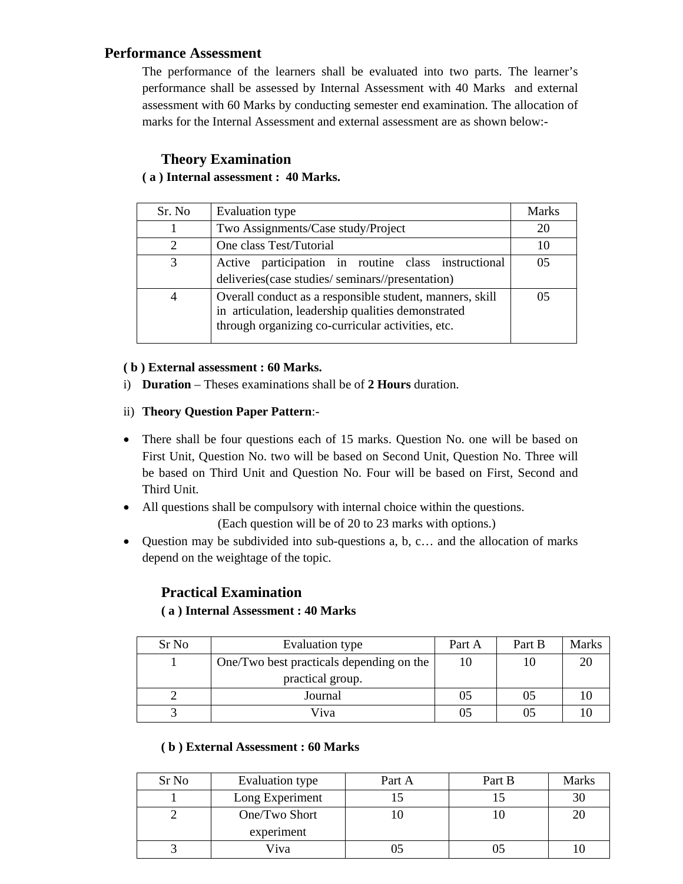## Performance Assessment

The performance of the learners shall be evaluated into two parts. The learner's performance shall be assessed by Internal Assessment with 40 Marks and external assessment with 60 Marks by conducting semester end examination. The allocation of marks for the Internal Assessment and external assessment are as shown below:-

### Theory Examination

**( a ) Internal assessment : 40 Marks.**

| Sr. No | Evaluation type | Marks |
|---|---|---|
| 1 | Two Assignments/Case study/Project | 20 |
| 2 | One class Test/Tutorial | 10 |
| 3 | Active participation in routine class instructional deliveries(case studies/ seminars//presentation) | 05 |
| 4 | Overall conduct as a responsible student, manners, skill in articulation, leadership qualities demonstrated through organizing co-curricular activities, etc. | 05 |

**( b ) External assessment : 60 Marks.**

i) **Duration** – Theses examinations shall be of **2 Hours** duration.

ii) **Theory Question Paper Pattern**:-

- There shall be four questions each of 15 marks. Question No. one will be based on First Unit, Question No. two will be based on Second Unit, Question No. Three will be based on Third Unit and Question No. Four will be based on First, Second and Third Unit.
- All questions shall be compulsory with internal choice within the questions.
  (Each question will be of 20 to 23 marks with options.)
- Question may be subdivided into sub-questions a, b, c… and the allocation of marks depend on the weightage of the topic.

### Practical Examination

**( a ) Internal Assessment : 40 Marks**

| Sr No | Evaluation type | Part A | Part B | Marks |
|---|---|---|---|---|
| 1 | One/Two best practicals depending on the practical group. | 10 | 10 | 20 |
| 2 | Journal | 05 | 05 | 10 |
| 3 | Viva | 05 | 05 | 10 |

**( b ) External Assessment : 60 Marks**

| Sr No | Evaluation type | Part A | Part B | Marks |
|---|---|---|---|---|
| 1 | Long Experiment | 15 | 15 | 30 |
| 2 | One/Two Short experiment | 10 | 10 | 20 |
| 3 | Viva | 05 | 05 | 10 |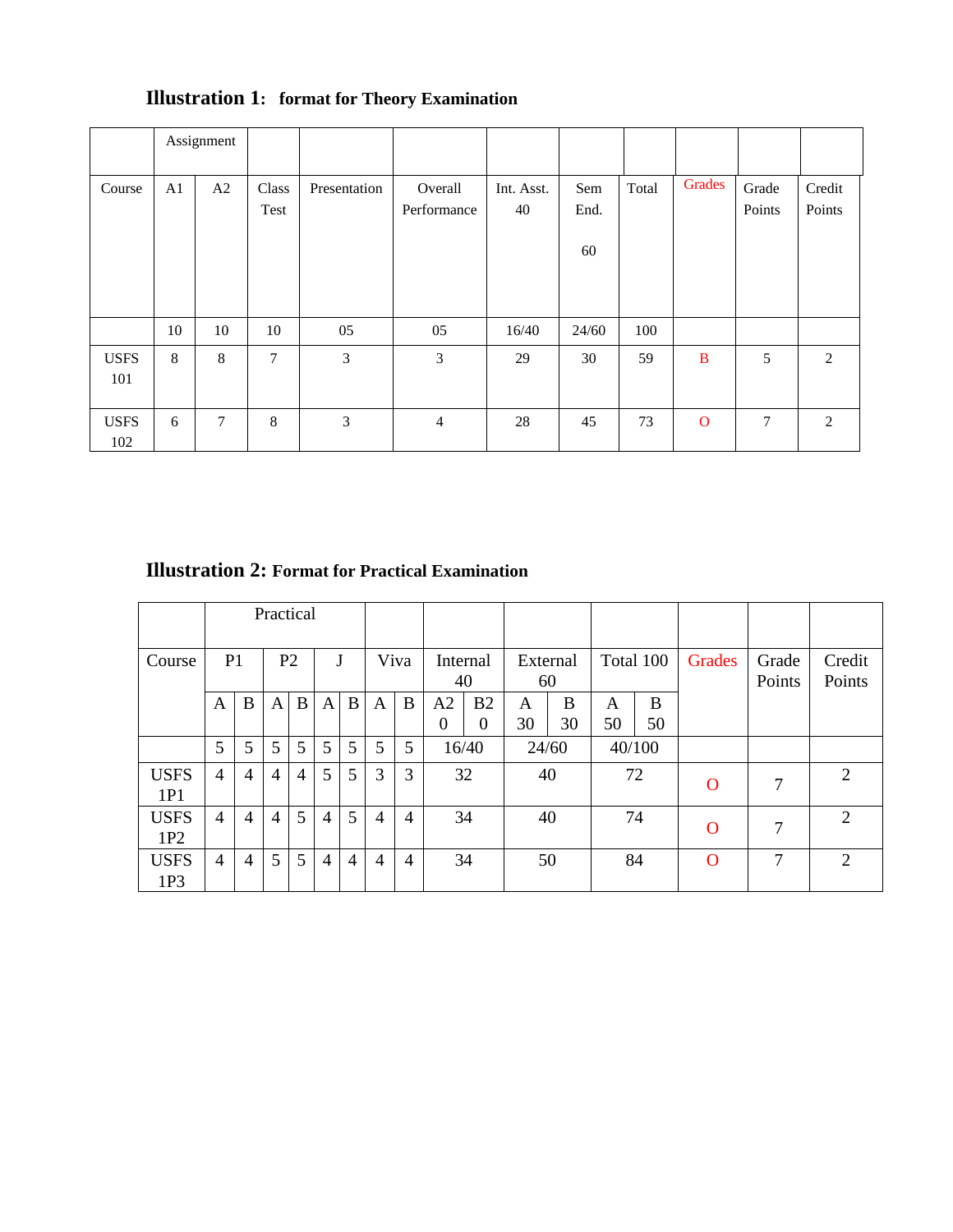**Illustration 1:** **format for Theory Examination**

| | Assignment | | | | | | | | | | |
|---|---|---|---|---|---|---|---|---|---|---|---|
| Course | A1 | A2 | Class Test | Presentation | Overall Performance | Int. Asst. 40 | Sem End. 60 | Total | Grades | Grade Points | Credit Points |
| | 10 | 10 | 10 | 05 | 05 | 16/40 | 24/60 | 100 | | | |
| USFS 101 | 8 | 8 | 7 | 3 | 3 | 29 | 30 | 59 | B | 5 | 2 |
| USFS 102 | 6 | 7 | 8 | 3 | 4 | 28 | 45 | 73 | O | 7 | 2 |

**Illustration 2:** **Format for Practical Examination**

| | Practical | | | | | | | | | | | | | | | | |
|---|---|---|---|---|---|---|---|---|---|---|---|---|---|---|---|---|---|
| Course | P1 | | P2 | | J | | Viva | | Internal 40 | | External 60 | | Total 100 | | Grades | Grade Points | Credit Points |
| | A | B | A | B | A | B | A | B | A2 0 | B2 0 | A 30 | B 30 | A 50 | B 50 | | | |
| | 5 | 5 | 5 | 5 | 5 | 5 | 5 | 5 | 16/40 | | 24/60 | | 40/100 | | | | |
| USFS 1P1 | 4 | 4 | 4 | 4 | 5 | 5 | 3 | 3 | 32 | | 40 | | 72 | | O | 7 | 2 |
| USFS 1P2 | 4 | 4 | 4 | 5 | 4 | 5 | 4 | 4 | 34 | | 40 | | 74 | | O | 7 | 2 |
| USFS 1P3 | 4 | 4 | 5 | 5 | 4 | 4 | 4 | 4 | 34 | | 50 | | 84 | | O | 7 | 2 |